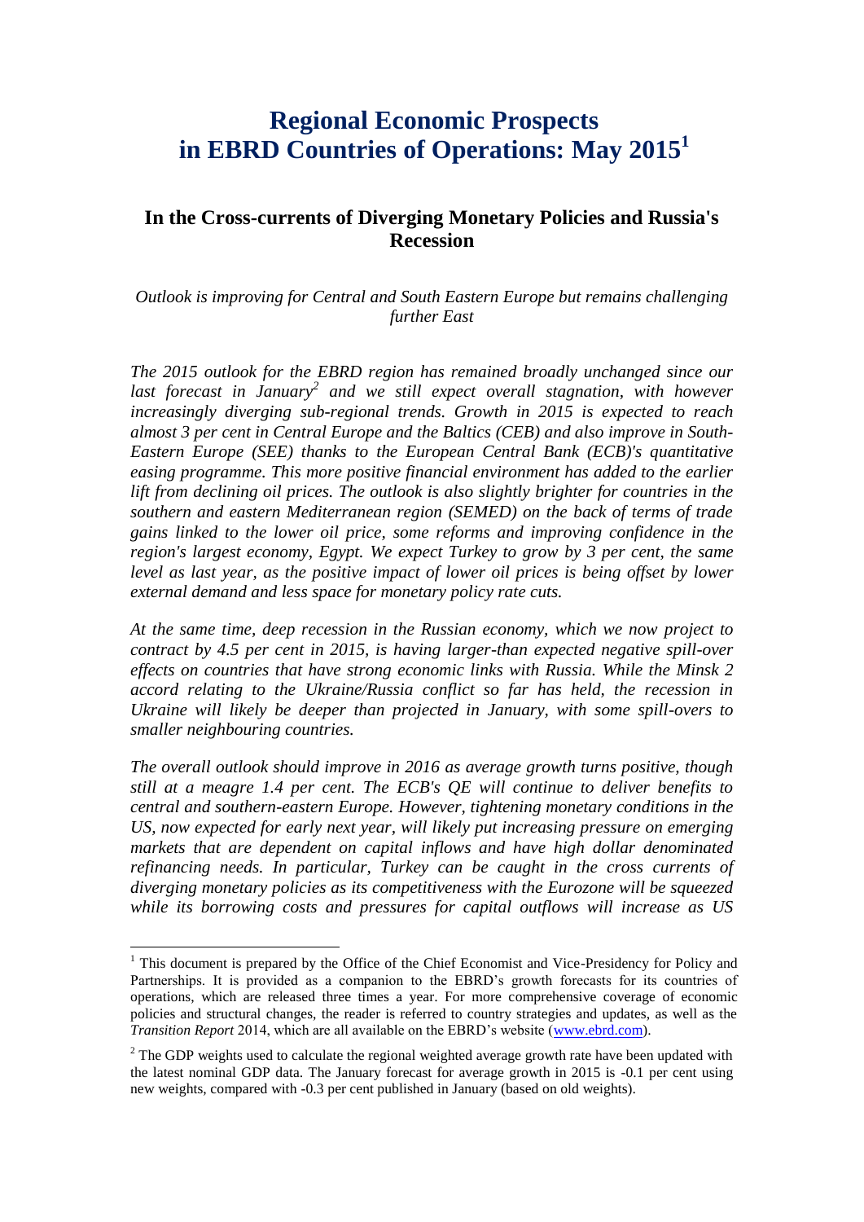# Regional Economic Prospects in EBRD Countries of Operations: May 2015[1]

## In the Cross-currents of Diverging Monetary Policies and Russia's Recession

*Outlook is improving for Central and South Eastern Europe but remains challenging further East*

*The 2015 outlook for the EBRD region has remained broadly unchanged since our last forecast in January[2] and we still expect overall stagnation, with however increasingly diverging sub-regional trends. Growth in 2015 is expected to reach almost 3 per cent in Central Europe and the Baltics (CEB) and also improve in South-Eastern Europe (SEE) thanks to the European Central Bank (ECB)'s quantitative easing programme. This more positive financial environment has added to the earlier lift from declining oil prices. The outlook is also slightly brighter for countries in the southern and eastern Mediterranean region (SEMED) on the back of terms of trade gains linked to the lower oil price, some reforms and improving confidence in the region's largest economy, Egypt. We expect Turkey to grow by 3 per cent, the same level as last year, as the positive impact of lower oil prices is being offset by lower external demand and less space for monetary policy rate cuts.*

*At the same time, deep recession in the Russian economy, which we now project to contract by 4.5 per cent in 2015, is having larger-than expected negative spill-over effects on countries that have strong economic links with Russia. While the Minsk 2 accord relating to the Ukraine/Russia conflict so far has held, the recession in Ukraine will likely be deeper than projected in January, with some spill-overs to smaller neighbouring countries.*

*The overall outlook should improve in 2016 as average growth turns positive, though still at a meagre 1.4 per cent. The ECB's QE will continue to deliver benefits to central and southern-eastern Europe. However, tightening monetary conditions in the US, now expected for early next year, will likely put increasing pressure on emerging markets that are dependent on capital inflows and have high dollar denominated refinancing needs. In particular, Turkey can be caught in the cross currents of diverging monetary policies as its competitiveness with the Eurozone will be squeezed while its borrowing costs and pressures for capital outflows will increase as US*

---

[1] This document is prepared by the Office of the Chief Economist and Vice-Presidency for Policy and Partnerships. It is provided as a companion to the EBRD's growth forecasts for its countries of operations, which are released three times a year. For more comprehensive coverage of economic policies and structural changes, the reader is referred to country strategies and updates, as well as the *Transition Report* 2014, which are all available on the EBRD's website (www.ebrd.com).

[2] The GDP weights used to calculate the regional weighted average growth rate have been updated with the latest nominal GDP data. The January forecast for average growth in 2015 is -0.1 per cent using new weights, compared with -0.3 per cent published in January (based on old weights).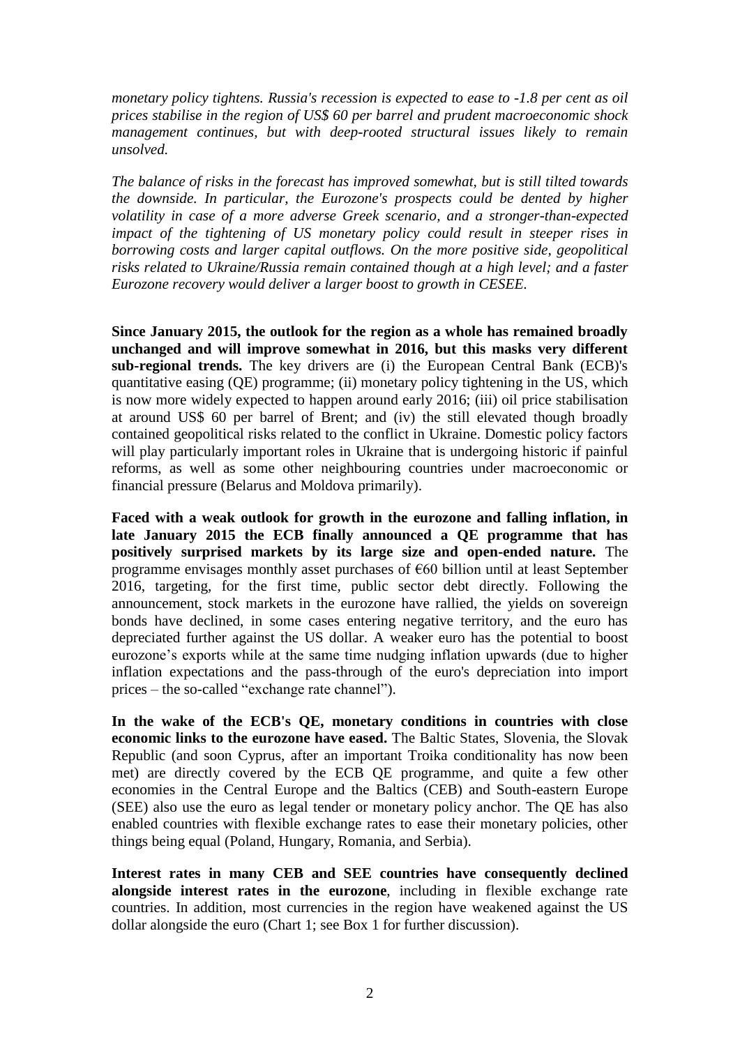*monetary policy tightens. Russia's recession is expected to ease to -1.8 per cent as oil prices stabilise in the region of US$ 60 per barrel and prudent macroeconomic shock management continues, but with deep-rooted structural issues likely to remain unsolved.*

*The balance of risks in the forecast has improved somewhat, but is still tilted towards the downside. In particular, the Eurozone's prospects could be dented by higher volatility in case of a more adverse Greek scenario, and a stronger-than-expected impact of the tightening of US monetary policy could result in steeper rises in borrowing costs and larger capital outflows. On the more positive side, geopolitical risks related to Ukraine/Russia remain contained though at a high level; and a faster Eurozone recovery would deliver a larger boost to growth in CESEE.*

**Since January 2015, the outlook for the region as a whole has remained broadly unchanged and will improve somewhat in 2016, but this masks very different sub-regional trends.** The key drivers are (i) the European Central Bank (ECB)'s quantitative easing (QE) programme; (ii) monetary policy tightening in the US, which is now more widely expected to happen around early 2016; (iii) oil price stabilisation at around US$ 60 per barrel of Brent; and (iv) the still elevated though broadly contained geopolitical risks related to the conflict in Ukraine. Domestic policy factors will play particularly important roles in Ukraine that is undergoing historic if painful reforms, as well as some other neighbouring countries under macroeconomic or financial pressure (Belarus and Moldova primarily).

**Faced with a weak outlook for growth in the eurozone and falling inflation, in late January 2015 the ECB finally announced a QE programme that has positively surprised markets by its large size and open-ended nature.** The programme envisages monthly asset purchases of €60 billion until at least September 2016, targeting, for the first time, public sector debt directly. Following the announcement, stock markets in the eurozone have rallied, the yields on sovereign bonds have declined, in some cases entering negative territory, and the euro has depreciated further against the US dollar. A weaker euro has the potential to boost eurozone's exports while at the same time nudging inflation upwards (due to higher inflation expectations and the pass-through of the euro's depreciation into import prices – the so-called "exchange rate channel").

**In the wake of the ECB's QE, monetary conditions in countries with close economic links to the eurozone have eased.** The Baltic States, Slovenia, the Slovak Republic (and soon Cyprus, after an important Troika conditionality has now been met) are directly covered by the ECB QE programme, and quite a few other economies in the Central Europe and the Baltics (CEB) and South-eastern Europe (SEE) also use the euro as legal tender or monetary policy anchor. The QE has also enabled countries with flexible exchange rates to ease their monetary policies, other things being equal (Poland, Hungary, Romania, and Serbia).

**Interest rates in many CEB and SEE countries have consequently declined alongside interest rates in the eurozone**, including in flexible exchange rate countries. In addition, most currencies in the region have weakened against the US dollar alongside the euro (Chart 1; see Box 1 for further discussion).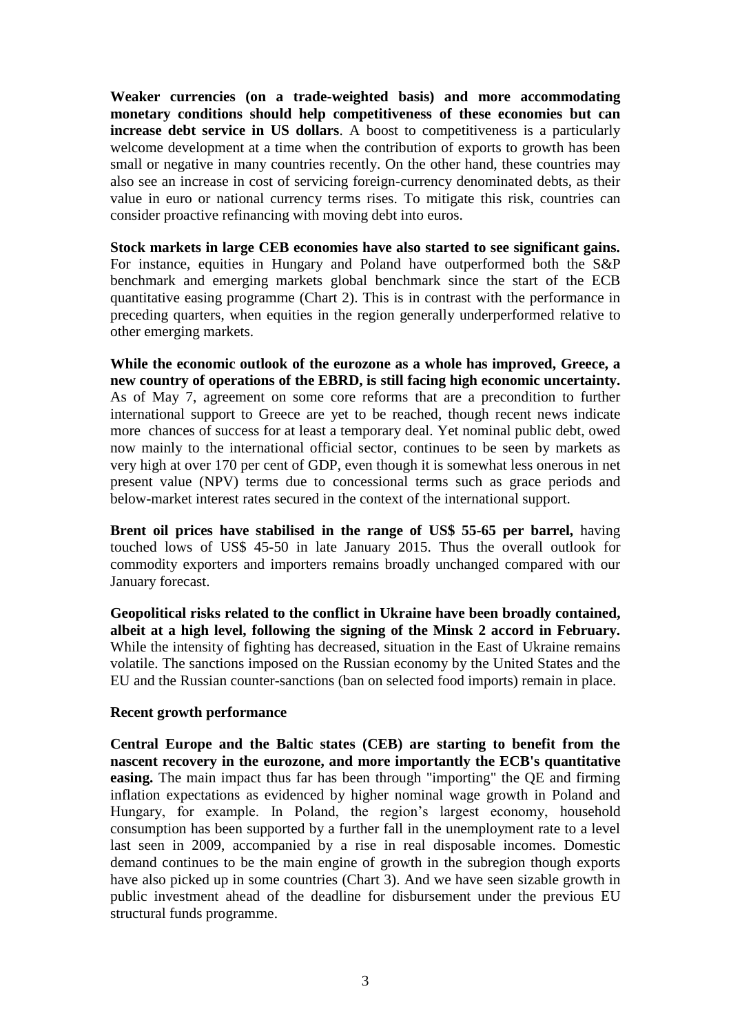**Weaker currencies (on a trade-weighted basis) and more accommodating monetary conditions should help competitiveness of these economies but can increase debt service in US dollars**. A boost to competitiveness is a particularly welcome development at a time when the contribution of exports to growth has been small or negative in many countries recently. On the other hand, these countries may also see an increase in cost of servicing foreign-currency denominated debts, as their value in euro or national currency terms rises. To mitigate this risk, countries can consider proactive refinancing with moving debt into euros.

**Stock markets in large CEB economies have also started to see significant gains.** For instance, equities in Hungary and Poland have outperformed both the S&P benchmark and emerging markets global benchmark since the start of the ECB quantitative easing programme (Chart 2). This is in contrast with the performance in preceding quarters, when equities in the region generally underperformed relative to other emerging markets.

**While the economic outlook of the eurozone as a whole has improved, Greece, a new country of operations of the EBRD, is still facing high economic uncertainty.** As of May 7, agreement on some core reforms that are a precondition to further international support to Greece are yet to be reached, though recent news indicate more chances of success for at least a temporary deal. Yet nominal public debt, owed now mainly to the international official sector, continues to be seen by markets as very high at over 170 per cent of GDP, even though it is somewhat less onerous in net present value (NPV) terms due to concessional terms such as grace periods and below-market interest rates secured in the context of the international support.

**Brent oil prices have stabilised in the range of US$ 55-65 per barrel,** having touched lows of US$ 45-50 in late January 2015. Thus the overall outlook for commodity exporters and importers remains broadly unchanged compared with our January forecast.

**Geopolitical risks related to the conflict in Ukraine have been broadly contained, albeit at a high level, following the signing of the Minsk 2 accord in February.** While the intensity of fighting has decreased, situation in the East of Ukraine remains volatile. The sanctions imposed on the Russian economy by the United States and the EU and the Russian counter-sanctions (ban on selected food imports) remain in place.

**Recent growth performance**

**Central Europe and the Baltic states (CEB) are starting to benefit from the nascent recovery in the eurozone, and more importantly the ECB's quantitative easing.** The main impact thus far has been through "importing" the QE and firming inflation expectations as evidenced by higher nominal wage growth in Poland and Hungary, for example. In Poland, the region's largest economy, household consumption has been supported by a further fall in the unemployment rate to a level last seen in 2009, accompanied by a rise in real disposable incomes. Domestic demand continues to be the main engine of growth in the subregion though exports have also picked up in some countries (Chart 3). And we have seen sizable growth in public investment ahead of the deadline for disbursement under the previous EU structural funds programme.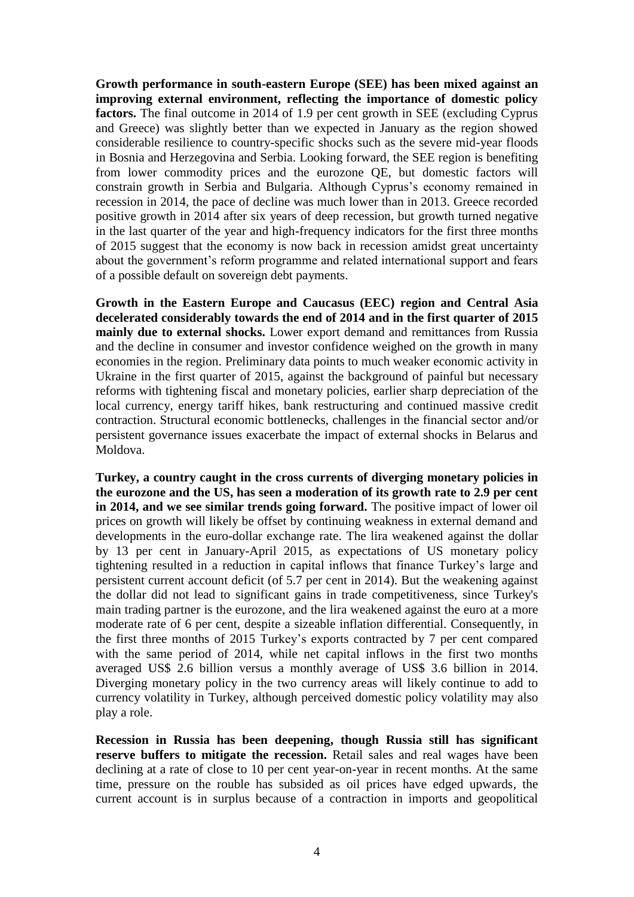**Growth performance in south-eastern Europe (SEE) has been mixed against an improving external environment, reflecting the importance of domestic policy factors.** The final outcome in 2014 of 1.9 per cent growth in SEE (excluding Cyprus and Greece) was slightly better than we expected in January as the region showed considerable resilience to country-specific shocks such as the severe mid-year floods in Bosnia and Herzegovina and Serbia. Looking forward, the SEE region is benefiting from lower commodity prices and the eurozone QE, but domestic factors will constrain growth in Serbia and Bulgaria. Although Cyprus's economy remained in recession in 2014, the pace of decline was much lower than in 2013. Greece recorded positive growth in 2014 after six years of deep recession, but growth turned negative in the last quarter of the year and high-frequency indicators for the first three months of 2015 suggest that the economy is now back in recession amidst great uncertainty about the government's reform programme and related international support and fears of a possible default on sovereign debt payments.

**Growth in the Eastern Europe and Caucasus (EEC) region and Central Asia decelerated considerably towards the end of 2014 and in the first quarter of 2015 mainly due to external shocks.** Lower export demand and remittances from Russia and the decline in consumer and investor confidence weighed on the growth in many economies in the region. Preliminary data points to much weaker economic activity in Ukraine in the first quarter of 2015, against the background of painful but necessary reforms with tightening fiscal and monetary policies, earlier sharp depreciation of the local currency, energy tariff hikes, bank restructuring and continued massive credit contraction. Structural economic bottlenecks, challenges in the financial sector and/or persistent governance issues exacerbate the impact of external shocks in Belarus and Moldova.

**Turkey, a country caught in the cross currents of diverging monetary policies in the eurozone and the US, has seen a moderation of its growth rate to 2.9 per cent in 2014, and we see similar trends going forward.** The positive impact of lower oil prices on growth will likely be offset by continuing weakness in external demand and developments in the euro-dollar exchange rate. The lira weakened against the dollar by 13 per cent in January-April 2015, as expectations of US monetary policy tightening resulted in a reduction in capital inflows that finance Turkey's large and persistent current account deficit (of 5.7 per cent in 2014). But the weakening against the dollar did not lead to significant gains in trade competitiveness, since Turkey's main trading partner is the eurozone, and the lira weakened against the euro at a more moderate rate of 6 per cent, despite a sizeable inflation differential. Consequently, in the first three months of 2015 Turkey's exports contracted by 7 per cent compared with the same period of 2014, while net capital inflows in the first two months averaged US$ 2.6 billion versus a monthly average of US$ 3.6 billion in 2014. Diverging monetary policy in the two currency areas will likely continue to add to currency volatility in Turkey, although perceived domestic policy volatility may also play a role.

**Recession in Russia has been deepening, though Russia still has significant reserve buffers to mitigate the recession.** Retail sales and real wages have been declining at a rate of close to 10 per cent year-on-year in recent months. At the same time, pressure on the rouble has subsided as oil prices have edged upwards, the current account is in surplus because of a contraction in imports and geopolitical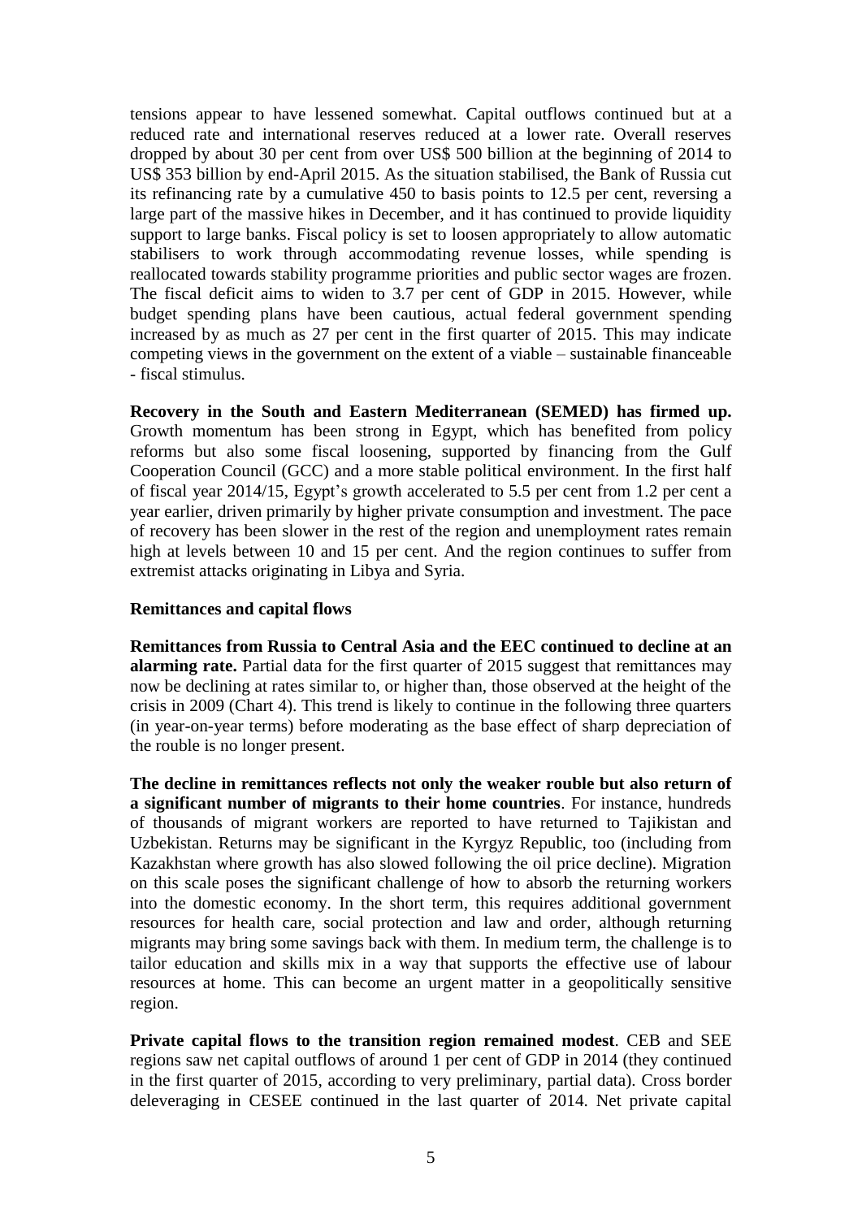tensions appear to have lessened somewhat. Capital outflows continued but at a reduced rate and international reserves reduced at a lower rate. Overall reserves dropped by about 30 per cent from over US$ 500 billion at the beginning of 2014 to US$ 353 billion by end-April 2015. As the situation stabilised, the Bank of Russia cut its refinancing rate by a cumulative 450 to basis points to 12.5 per cent, reversing a large part of the massive hikes in December, and it has continued to provide liquidity support to large banks. Fiscal policy is set to loosen appropriately to allow automatic stabilisers to work through accommodating revenue losses, while spending is reallocated towards stability programme priorities and public sector wages are frozen. The fiscal deficit aims to widen to 3.7 per cent of GDP in 2015. However, while budget spending plans have been cautious, actual federal government spending increased by as much as 27 per cent in the first quarter of 2015. This may indicate competing views in the government on the extent of a viable – sustainable financeable - fiscal stimulus.

**Recovery in the South and Eastern Mediterranean (SEMED) has firmed up.** Growth momentum has been strong in Egypt, which has benefited from policy reforms but also some fiscal loosening, supported by financing from the Gulf Cooperation Council (GCC) and a more stable political environment. In the first half of fiscal year 2014/15, Egypt's growth accelerated to 5.5 per cent from 1.2 per cent a year earlier, driven primarily by higher private consumption and investment. The pace of recovery has been slower in the rest of the region and unemployment rates remain high at levels between 10 and 15 per cent. And the region continues to suffer from extremist attacks originating in Libya and Syria.

**Remittances and capital flows**

**Remittances from Russia to Central Asia and the EEC continued to decline at an alarming rate.** Partial data for the first quarter of 2015 suggest that remittances may now be declining at rates similar to, or higher than, those observed at the height of the crisis in 2009 (Chart 4). This trend is likely to continue in the following three quarters (in year-on-year terms) before moderating as the base effect of sharp depreciation of the rouble is no longer present.

**The decline in remittances reflects not only the weaker rouble but also return of a significant number of migrants to their home countries**. For instance, hundreds of thousands of migrant workers are reported to have returned to Tajikistan and Uzbekistan. Returns may be significant in the Kyrgyz Republic, too (including from Kazakhstan where growth has also slowed following the oil price decline). Migration on this scale poses the significant challenge of how to absorb the returning workers into the domestic economy. In the short term, this requires additional government resources for health care, social protection and law and order, although returning migrants may bring some savings back with them. In medium term, the challenge is to tailor education and skills mix in a way that supports the effective use of labour resources at home. This can become an urgent matter in a geopolitically sensitive region.

**Private capital flows to the transition region remained modest**. CEB and SEE regions saw net capital outflows of around 1 per cent of GDP in 2014 (they continued in the first quarter of 2015, according to very preliminary, partial data). Cross border deleveraging in CESEE continued in the last quarter of 2014. Net private capital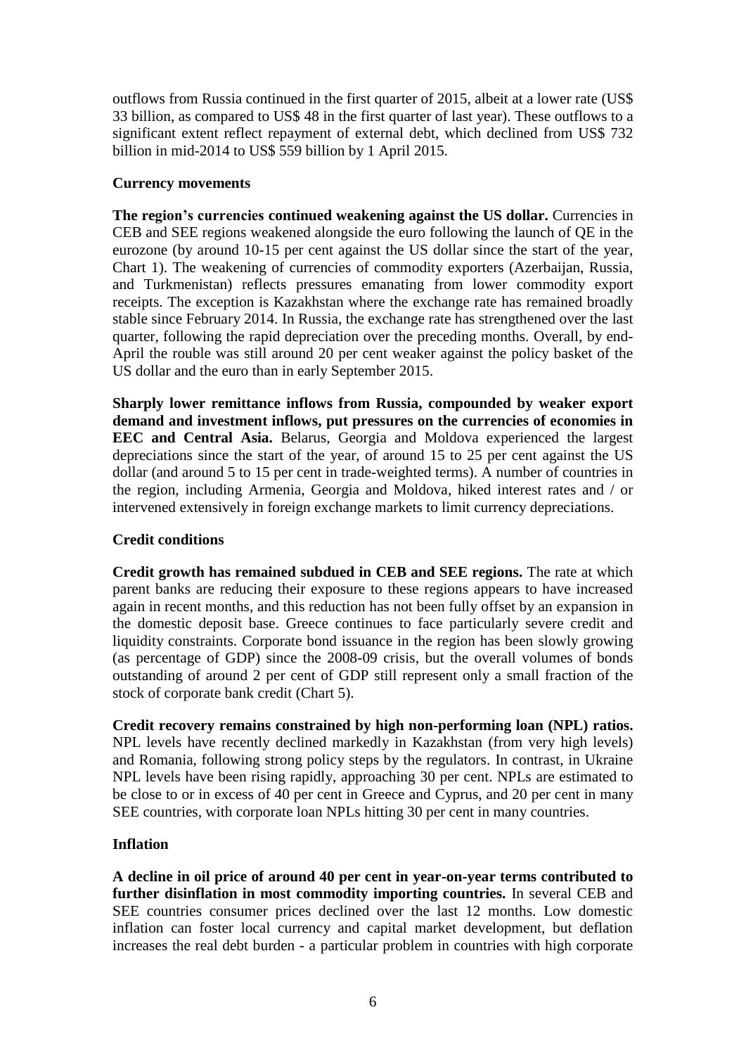outflows from Russia continued in the first quarter of 2015, albeit at a lower rate (US$ 33 billion, as compared to US$ 48 in the first quarter of last year). These outflows to a significant extent reflect repayment of external debt, which declined from US$ 732 billion in mid-2014 to US$ 559 billion by 1 April 2015.

### Currency movements

**The region's currencies continued weakening against the US dollar.** Currencies in CEB and SEE regions weakened alongside the euro following the launch of QE in the eurozone (by around 10-15 per cent against the US dollar since the start of the year, Chart 1). The weakening of currencies of commodity exporters (Azerbaijan, Russia, and Turkmenistan) reflects pressures emanating from lower commodity export receipts. The exception is Kazakhstan where the exchange rate has remained broadly stable since February 2014. In Russia, the exchange rate has strengthened over the last quarter, following the rapid depreciation over the preceding months. Overall, by end-April the rouble was still around 20 per cent weaker against the policy basket of the US dollar and the euro than in early September 2015.

**Sharply lower remittance inflows from Russia, compounded by weaker export demand and investment inflows, put pressures on the currencies of economies in EEC and Central Asia.** Belarus, Georgia and Moldova experienced the largest depreciations since the start of the year, of around 15 to 25 per cent against the US dollar (and around 5 to 15 per cent in trade-weighted terms). A number of countries in the region, including Armenia, Georgia and Moldova, hiked interest rates and / or intervened extensively in foreign exchange markets to limit currency depreciations.

### Credit conditions

**Credit growth has remained subdued in CEB and SEE regions.** The rate at which parent banks are reducing their exposure to these regions appears to have increased again in recent months, and this reduction has not been fully offset by an expansion in the domestic deposit base. Greece continues to face particularly severe credit and liquidity constraints. Corporate bond issuance in the region has been slowly growing (as percentage of GDP) since the 2008-09 crisis, but the overall volumes of bonds outstanding of around 2 per cent of GDP still represent only a small fraction of the stock of corporate bank credit (Chart 5).

**Credit recovery remains constrained by high non-performing loan (NPL) ratios.** NPL levels have recently declined markedly in Kazakhstan (from very high levels) and Romania, following strong policy steps by the regulators. In contrast, in Ukraine NPL levels have been rising rapidly, approaching 30 per cent. NPLs are estimated to be close to or in excess of 40 per cent in Greece and Cyprus, and 20 per cent in many SEE countries, with corporate loan NPLs hitting 30 per cent in many countries.

### Inflation

**A decline in oil price of around 40 per cent in year-on-year terms contributed to further disinflation in most commodity importing countries.** In several CEB and SEE countries consumer prices declined over the last 12 months. Low domestic inflation can foster local currency and capital market development, but deflation increases the real debt burden - a particular problem in countries with high corporate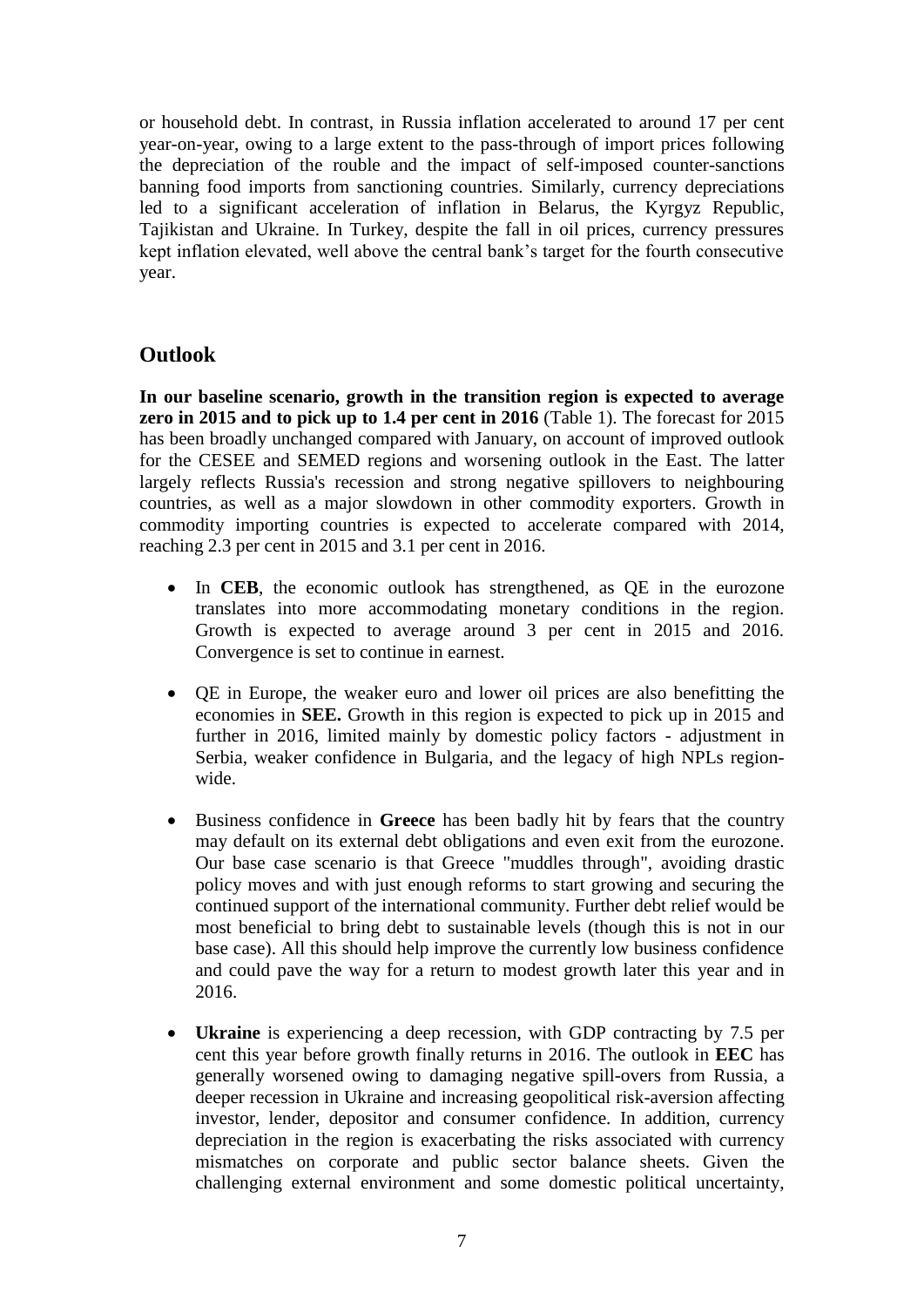or household debt. In contrast, in Russia inflation accelerated to around 17 per cent year-on-year, owing to a large extent to the pass-through of import prices following the depreciation of the rouble and the impact of self-imposed counter-sanctions banning food imports from sanctioning countries. Similarly, currency depreciations led to a significant acceleration of inflation in Belarus, the Kyrgyz Republic, Tajikistan and Ukraine. In Turkey, despite the fall in oil prices, currency pressures kept inflation elevated, well above the central bank's target for the fourth consecutive year.

## Outlook

**In our baseline scenario, growth in the transition region is expected to average zero in 2015 and to pick up to 1.4 per cent in 2016** (Table 1). The forecast for 2015 has been broadly unchanged compared with January, on account of improved outlook for the CESEE and SEMED regions and worsening outlook in the East. The latter largely reflects Russia's recession and strong negative spillovers to neighbouring countries, as well as a major slowdown in other commodity exporters. Growth in commodity importing countries is expected to accelerate compared with 2014, reaching 2.3 per cent in 2015 and 3.1 per cent in 2016.

- In **CEB**, the economic outlook has strengthened, as QE in the eurozone translates into more accommodating monetary conditions in the region. Growth is expected to average around 3 per cent in 2015 and 2016. Convergence is set to continue in earnest.

- QE in Europe, the weaker euro and lower oil prices are also benefitting the economies in **SEE.** Growth in this region is expected to pick up in 2015 and further in 2016, limited mainly by domestic policy factors - adjustment in Serbia, weaker confidence in Bulgaria, and the legacy of high NPLs region-wide.

- Business confidence in **Greece** has been badly hit by fears that the country may default on its external debt obligations and even exit from the eurozone. Our base case scenario is that Greece "muddles through", avoiding drastic policy moves and with just enough reforms to start growing and securing the continued support of the international community. Further debt relief would be most beneficial to bring debt to sustainable levels (though this is not in our base case). All this should help improve the currently low business confidence and could pave the way for a return to modest growth later this year and in 2016.

- **Ukraine** is experiencing a deep recession, with GDP contracting by 7.5 per cent this year before growth finally returns in 2016. The outlook in **EEC** has generally worsened owing to damaging negative spill-overs from Russia, a deeper recession in Ukraine and increasing geopolitical risk-aversion affecting investor, lender, depositor and consumer confidence. In addition, currency depreciation in the region is exacerbating the risks associated with currency mismatches on corporate and public sector balance sheets. Given the challenging external environment and some domestic political uncertainty,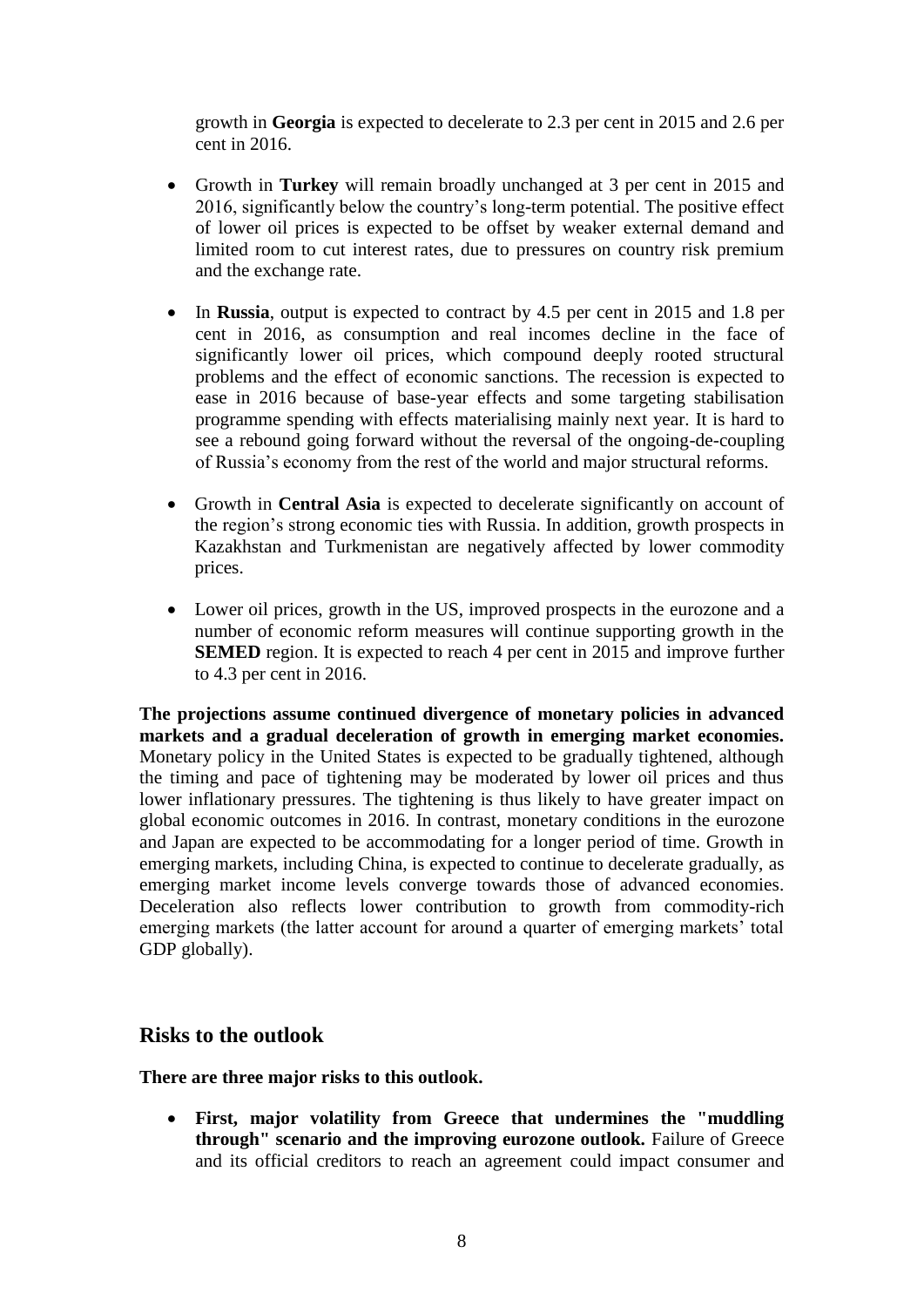growth in **Georgia** is expected to decelerate to 2.3 per cent in 2015 and 2.6 per cent in 2016.

- Growth in **Turkey** will remain broadly unchanged at 3 per cent in 2015 and 2016, significantly below the country's long-term potential. The positive effect of lower oil prices is expected to be offset by weaker external demand and limited room to cut interest rates, due to pressures on country risk premium and the exchange rate.
- In **Russia**, output is expected to contract by 4.5 per cent in 2015 and 1.8 per cent in 2016, as consumption and real incomes decline in the face of significantly lower oil prices, which compound deeply rooted structural problems and the effect of economic sanctions. The recession is expected to ease in 2016 because of base-year effects and some targeting stabilisation programme spending with effects materialising mainly next year. It is hard to see a rebound going forward without the reversal of the ongoing-de-coupling of Russia's economy from the rest of the world and major structural reforms.
- Growth in **Central Asia** is expected to decelerate significantly on account of the region's strong economic ties with Russia. In addition, growth prospects in Kazakhstan and Turkmenistan are negatively affected by lower commodity prices.
- Lower oil prices, growth in the US, improved prospects in the eurozone and a number of economic reform measures will continue supporting growth in the **SEMED** region. It is expected to reach 4 per cent in 2015 and improve further to 4.3 per cent in 2016.

**The projections assume continued divergence of monetary policies in advanced markets and a gradual deceleration of growth in emerging market economies.** Monetary policy in the United States is expected to be gradually tightened, although the timing and pace of tightening may be moderated by lower oil prices and thus lower inflationary pressures. The tightening is thus likely to have greater impact on global economic outcomes in 2016. In contrast, monetary conditions in the eurozone and Japan are expected to be accommodating for a longer period of time. Growth in emerging markets, including China, is expected to continue to decelerate gradually, as emerging market income levels converge towards those of advanced economies. Deceleration also reflects lower contribution to growth from commodity-rich emerging markets (the latter account for around a quarter of emerging markets' total GDP globally).

## Risks to the outlook

**There are three major risks to this outlook.**

- **First, major volatility from Greece that undermines the "muddling through" scenario and the improving eurozone outlook.** Failure of Greece and its official creditors to reach an agreement could impact consumer and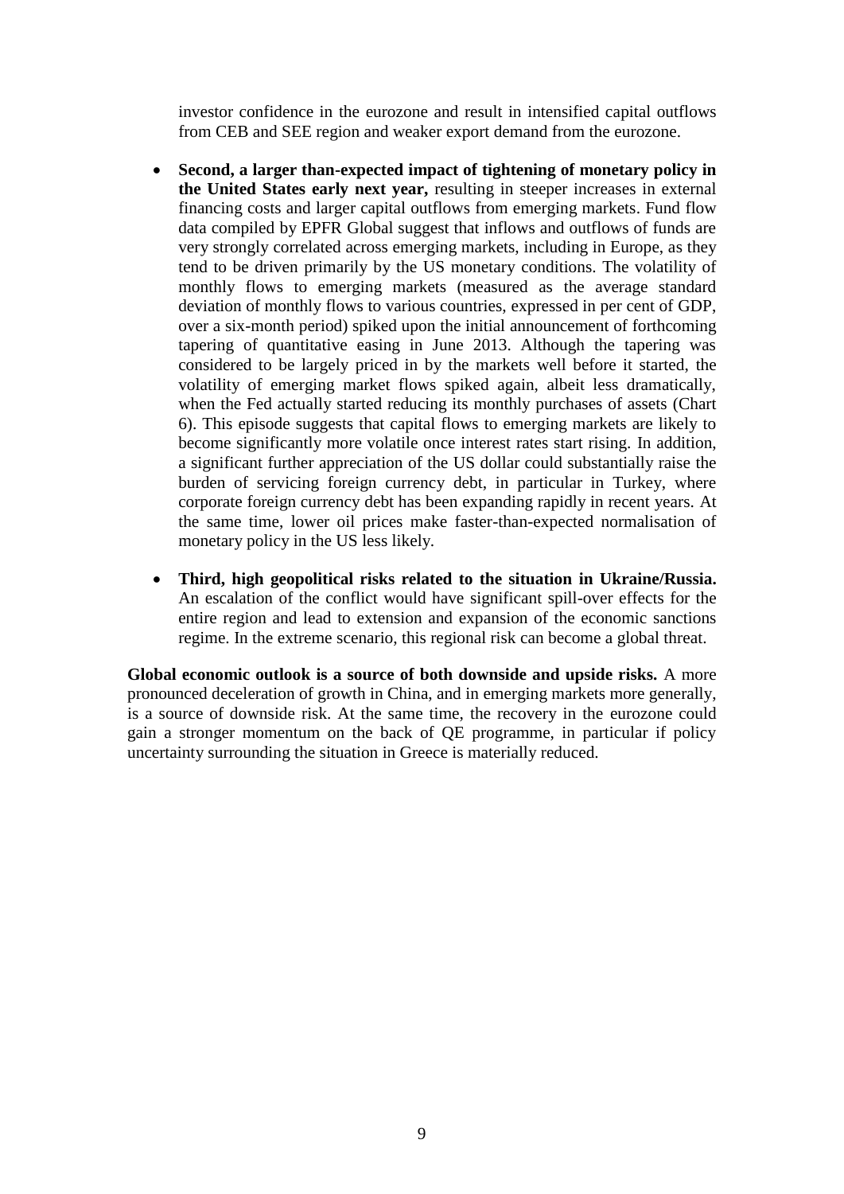investor confidence in the eurozone and result in intensified capital outflows from CEB and SEE region and weaker export demand from the eurozone.

- **Second, a larger than-expected impact of tightening of monetary policy in the United States early next year,** resulting in steeper increases in external financing costs and larger capital outflows from emerging markets. Fund flow data compiled by EPFR Global suggest that inflows and outflows of funds are very strongly correlated across emerging markets, including in Europe, as they tend to be driven primarily by the US monetary conditions. The volatility of monthly flows to emerging markets (measured as the average standard deviation of monthly flows to various countries, expressed in per cent of GDP, over a six-month period) spiked upon the initial announcement of forthcoming tapering of quantitative easing in June 2013. Although the tapering was considered to be largely priced in by the markets well before it started, the volatility of emerging market flows spiked again, albeit less dramatically, when the Fed actually started reducing its monthly purchases of assets (Chart 6). This episode suggests that capital flows to emerging markets are likely to become significantly more volatile once interest rates start rising. In addition, a significant further appreciation of the US dollar could substantially raise the burden of servicing foreign currency debt, in particular in Turkey, where corporate foreign currency debt has been expanding rapidly in recent years. At the same time, lower oil prices make faster-than-expected normalisation of monetary policy in the US less likely.

- **Third, high geopolitical risks related to the situation in Ukraine/Russia.** An escalation of the conflict would have significant spill-over effects for the entire region and lead to extension and expansion of the economic sanctions regime. In the extreme scenario, this regional risk can become a global threat.

**Global economic outlook is a source of both downside and upside risks.** A more pronounced deceleration of growth in China, and in emerging markets more generally, is a source of downside risk. At the same time, the recovery in the eurozone could gain a stronger momentum on the back of QE programme, in particular if policy uncertainty surrounding the situation in Greece is materially reduced.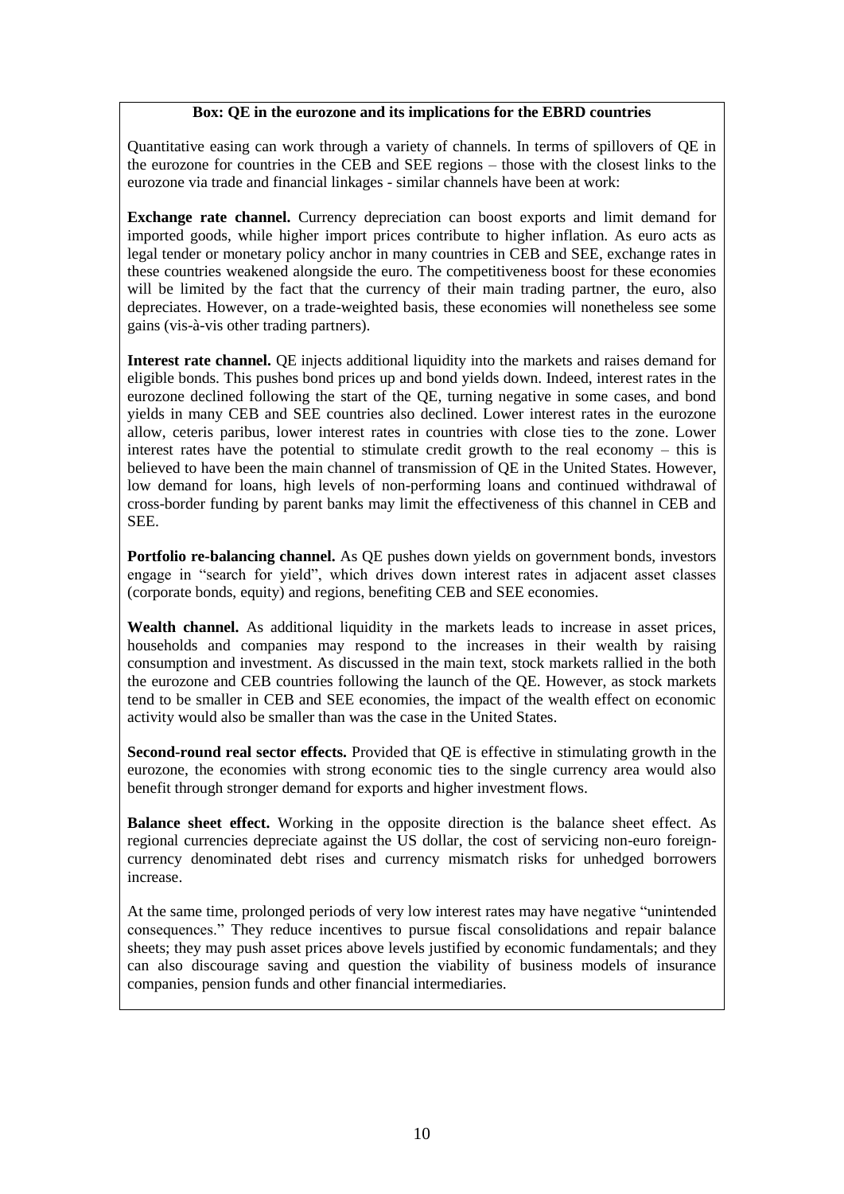**Box: QE in the eurozone and its implications for the EBRD countries**

Quantitative easing can work through a variety of channels. In terms of spillovers of QE in the eurozone for countries in the CEB and SEE regions – those with the closest links to the eurozone via trade and financial linkages - similar channels have been at work:

**Exchange rate channel.** Currency depreciation can boost exports and limit demand for imported goods, while higher import prices contribute to higher inflation. As euro acts as legal tender or monetary policy anchor in many countries in CEB and SEE, exchange rates in these countries weakened alongside the euro. The competitiveness boost for these economies will be limited by the fact that the currency of their main trading partner, the euro, also depreciates. However, on a trade-weighted basis, these economies will nonetheless see some gains (vis-à-vis other trading partners).

**Interest rate channel.** QE injects additional liquidity into the markets and raises demand for eligible bonds. This pushes bond prices up and bond yields down. Indeed, interest rates in the eurozone declined following the start of the QE, turning negative in some cases, and bond yields in many CEB and SEE countries also declined. Lower interest rates in the eurozone allow, ceteris paribus, lower interest rates in countries with close ties to the zone. Lower interest rates have the potential to stimulate credit growth to the real economy – this is believed to have been the main channel of transmission of QE in the United States. However, low demand for loans, high levels of non-performing loans and continued withdrawal of cross-border funding by parent banks may limit the effectiveness of this channel in CEB and SEE.

**Portfolio re-balancing channel.** As QE pushes down yields on government bonds, investors engage in "search for yield", which drives down interest rates in adjacent asset classes (corporate bonds, equity) and regions, benefiting CEB and SEE economies.

**Wealth channel.** As additional liquidity in the markets leads to increase in asset prices, households and companies may respond to the increases in their wealth by raising consumption and investment. As discussed in the main text, stock markets rallied in the both the eurozone and CEB countries following the launch of the QE. However, as stock markets tend to be smaller in CEB and SEE economies, the impact of the wealth effect on economic activity would also be smaller than was the case in the United States.

**Second-round real sector effects.** Provided that QE is effective in stimulating growth in the eurozone, the economies with strong economic ties to the single currency area would also benefit through stronger demand for exports and higher investment flows.

**Balance sheet effect.** Working in the opposite direction is the balance sheet effect. As regional currencies depreciate against the US dollar, the cost of servicing non-euro foreign-currency denominated debt rises and currency mismatch risks for unhedged borrowers increase.

At the same time, prolonged periods of very low interest rates may have negative "unintended consequences." They reduce incentives to pursue fiscal consolidations and repair balance sheets; they may push asset prices above levels justified by economic fundamentals; and they can also discourage saving and question the viability of business models of insurance companies, pension funds and other financial intermediaries.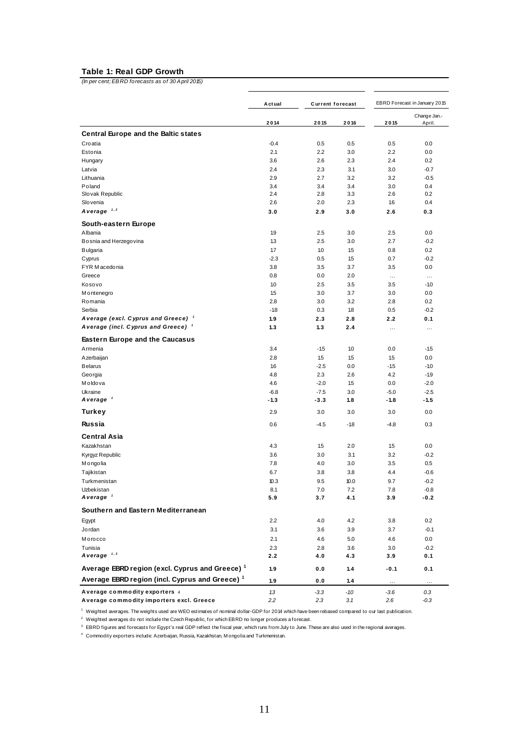**Table 1: Real GDP Growth**

*(In per cent; EBRD forecasts as of 30 April 2015)*

| | Actual | Current forecast | | EBRD Forecast in January 2015 | |
|---|---|---|---|---|---|
| | 2014 | 2015 | 2016 | 2015 | Change Jan.-April. |
| **Central Europe and the Baltic states** | | | | | |
| Croatia | -0.4 | 0.5 | 0.5 | 0.5 | 0.0 |
| Estonia | 2.1 | 2.2 | 3.0 | 2.2 | 0.0 |
| Hungary | 3.6 | 2.6 | 2.3 | 2.4 | 0.2 |
| Latvia | 2.4 | 2.3 | 3.1 | 3.0 | -0.7 |
| Lithuania | 2.9 | 2.7 | 3.2 | 3.2 | -0.5 |
| Poland | 3.4 | 3.4 | 3.4 | 3.0 | 0.4 |
| Slovak Republic | 2.4 | 2.8 | 3.3 | 2.6 | 0.2 |
| Slovenia | 2.6 | 2.0 | 2.3 | 1.6 | 0.4 |
| ***Average*** [1,2] | **3.0** | **2.9** | **3.0** | **2.6** | **0.3** |
| **South-eastern Europe** | | | | | |
| Albania | 1.9 | 2.5 | 3.0 | 2.5 | 0.0 |
| Bosnia and Herzegovina | 1.3 | 2.5 | 3.0 | 2.7 | -0.2 |
| Bulgaria | 1.7 | 1.0 | 1.5 | 0.8 | 0.2 |
| Cyprus | -2.3 | 0.5 | 1.5 | 0.7 | -0.2 |
| FYR Macedonia | 3.8 | 3.5 | 3.7 | 3.5 | 0.0 |
| Greece | 0.8 | 0.0 | 2.0 | ... | ... |
| Kosovo | 1.0 | 2.5 | 3.5 | 3.5 | -1.0 |
| Montenegro | 1.5 | 3.0 | 3.7 | 3.0 | 0.0 |
| Romania | 2.8 | 3.0 | 3.2 | 2.8 | 0.2 |
| Serbia | -1.8 | 0.3 | 1.8 | 0.5 | -0.2 |
| ***Average (excl. Cyprus and Greece)*** [1] | **1.9** | **2.3** | **2.8** | **2.2** | **0.1** |
| ***Average (incl. Cyprus and Greece)*** [1] | **1.3** | **1.3** | **2.4** | ... | ... |
| **Eastern Europe and the Caucasus** | | | | | |
| Armenia | 3.4 | -1.5 | 1.0 | 0.0 | -1.5 |
| Azerbaijan | 2.8 | 1.5 | 1.5 | 1.5 | 0.0 |
| Belarus | 1.6 | -2.5 | 0.0 | -1.5 | -1.0 |
| Georgia | 4.8 | 2.3 | 2.6 | 4.2 | -1.9 |
| Moldova | 4.6 | -2.0 | 1.5 | 0.0 | -2.0 |
| Ukraine | -6.8 | -7.5 | 3.0 | -5.0 | -2.5 |
| ***Average*** [1] | **-1.3** | **-3.3** | **1.8** | **-1.8** | **-1.5** |
| **Turkey** | 2.9 | 3.0 | 3.0 | 3.0 | 0.0 |
| **Russia** | 0.6 | -4.5 | -1.8 | -4.8 | 0.3 |
| **Central Asia** | | | | | |
| Kazakhstan | 4.3 | 1.5 | 2.0 | 1.5 | 0.0 |
| Kyrgyz Republic | 3.6 | 3.0 | 3.1 | 3.2 | -0.2 |
| Mongolia | 7.8 | 4.0 | 3.0 | 3.5 | 0.5 |
| Tajikistan | 6.7 | 3.8 | 3.8 | 4.4 | -0.6 |
| Turkmenistan | 10.3 | 9.5 | 10.0 | 9.7 | -0.2 |
| Uzbekistan | 8.1 | 7.0 | 7.2 | 7.8 | -0.8 |
| ***Average*** [1] | **5.9** | **3.7** | **4.1** | **3.9** | **-0.2** |
| **Southern and Eastern Mediterranean** | | | | | |
| Egypt | 2.2 | 4.0 | 4.2 | 3.8 | 0.2 |
| Jordan | 3.1 | 3.6 | 3.9 | 3.7 | -0.1 |
| Morocco | 2.1 | 4.6 | 5.0 | 4.6 | 0.0 |
| Tunisia | 2.3 | 2.8 | 3.6 | 3.0 | -0.2 |
| ***Average*** [1,3] | **2.2** | **4.0** | **4.3** | **3.9** | **0.1** |
| **Average EBRD region (excl. Cyprus and Greece)** [1] | **1.9** | **0.0** | **1.4** | **-0.1** | **0.1** |
| **Average EBRD region (incl. Cyprus and Greece)** [1] | **1.9** | **0.0** | **1.4** | ... | ... |
| **Average commodity exporters** [4] | *1.3* | *-3.3* | *-1.0* | *-3.6* | *0.3* |
| **Average commodity importers excl. Greece** | *2.2* | *2.3* | *3.1* | *2.6* | *-0.3* |

[1] Weighted averages. The weights used are WEO estimates of nominal dollar-GDP for 2014 which have been rebased compared to our last publication.

[2] Weighted averages do not include the Czech Republic, for which EBRD no longer produces a forecast.

[3] EBRD figures and forecasts for Egypt's real GDP reflect the fiscal year, which runs from July to June. These are also used in the regional averages.

[4] Commodity exporters include: Azerbaijan, Russia, Kazakhstan, Mongolia and Turkmenistan.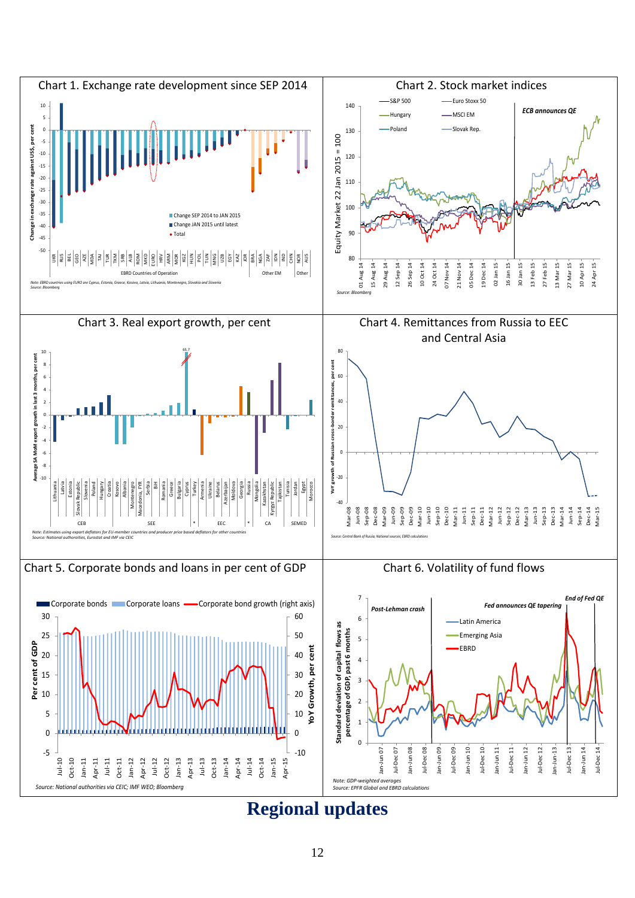## Chart 1. Exchange rate development since SEP 2014

Change in exchange rate against US$, per cent

- Change SEP 2014 to JAN 2015
- Change JAN 2015 until latest
- Total

UKR, RUS, BEL, GEO, AZE, MDA, TAJ, TUR, TKM, SRB, ALB, ROM, MKD, EURO, HRV, ARM, MOR, KGZ, HUN, POL, TUN, MNG, UZB, EGY, KAZ, JOR | BRA, NGA, ZAF, IDN, IND, CHN | NOR, AUS

EBRD Countries of Operation | Other EM | Other

*Note: EBRD countries using EURO are Cyprus, Estonia, Greece, Kosovo, Latvia, Lithuania, Montenegro, Slovakia and Slovenia*
*Source: Bloomberg*

## Chart 2. Stock market indices

Equity Market 22 Jan 2015 = 100

S&P 500, Euro Stoxx 50, Hungary, MSCI EM, Poland, Slovak Rep.

*ECB announces QE*

*Source: Bloomberg*

## Chart 3. Real export growth, per cent

Average SA MoM export growth in last 3 months, per cent

Lithuania, Latvia, Estonia, Slovak Republic, Slovenia, Poland, Hungary, Croatia | Kosovo, Albania, Montenegro, Macedonia, FYR, Serbia, BiH, Romania, Greece, Bulgaria, Cyprus | Turkey | Armenia, Ukraine, Belarus, Azerbaijan, Moldova, Georgia, Russia | Mongolia, Kazakhstan, Kyrgyz Republic, Tajikistan | Tunisia, Jordan, Egypt, Morocco

CEB | SEE | * | EEC | CA | SEMED

*Note: Estimates using export deflators for EU-member countries and producer price based deflators for other countries*
*Source: National authorities, Eurostat and IMF via CEIC*

## Chart 4. Remittances from Russia to EEC and Central Asia

YoY growth of Russian cross-border remittances, per cent

*Source: Central Bank of Russia; National sources; EBRD calculations*

## Chart 5. Corporate bonds and loans in per cent of GDP

Corporate bonds, Corporate loans, Corporate bond growth (right axis)

Per cent of GDP | YoY Growth, per cent

*Source: National authorities via CEIC; IMF WEO; Bloomberg*

## Chart 6. Volatility of fund flows

Standard deviation of capital flows as percentage of GDP, past 6 months

Latin America, Emerging Asia, EBRD

*Post-Lehman crash* | *Fed announces QE tapering* | *End of Fed QE*

*Note: GDP-weighted averages*
*Source: EPFR Global and EBRD calculations*

# Regional updates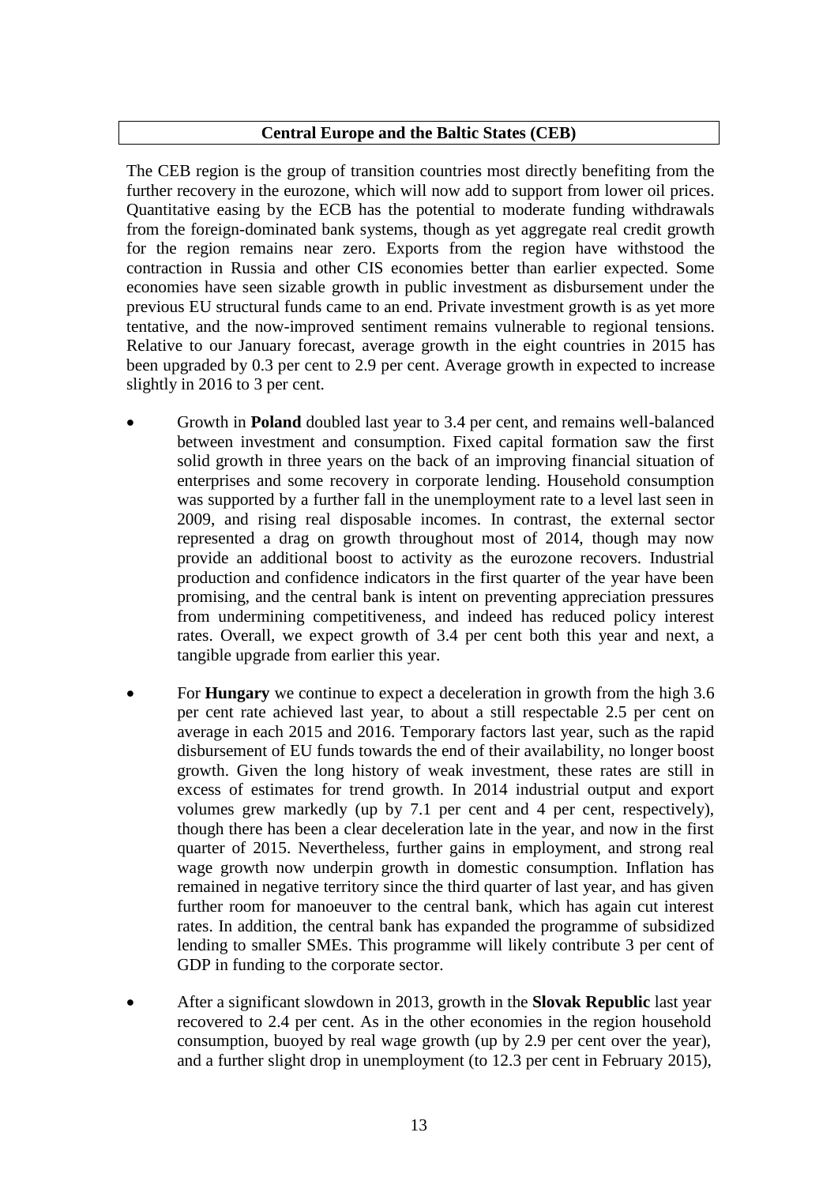## Central Europe and the Baltic States (CEB)

The CEB region is the group of transition countries most directly benefiting from the further recovery in the eurozone, which will now add to support from lower oil prices. Quantitative easing by the ECB has the potential to moderate funding withdrawals from the foreign-dominated bank systems, though as yet aggregate real credit growth for the region remains near zero. Exports from the region have withstood the contraction in Russia and other CIS economies better than earlier expected. Some economies have seen sizable growth in public investment as disbursement under the previous EU structural funds came to an end. Private investment growth is as yet more tentative, and the now-improved sentiment remains vulnerable to regional tensions. Relative to our January forecast, average growth in the eight countries in 2015 has been upgraded by 0.3 per cent to 2.9 per cent. Average growth in expected to increase slightly in 2016 to 3 per cent.

- Growth in **Poland** doubled last year to 3.4 per cent, and remains well-balanced between investment and consumption. Fixed capital formation saw the first solid growth in three years on the back of an improving financial situation of enterprises and some recovery in corporate lending. Household consumption was supported by a further fall in the unemployment rate to a level last seen in 2009, and rising real disposable incomes. In contrast, the external sector represented a drag on growth throughout most of 2014, though may now provide an additional boost to activity as the eurozone recovers. Industrial production and confidence indicators in the first quarter of the year have been promising, and the central bank is intent on preventing appreciation pressures from undermining competitiveness, and indeed has reduced policy interest rates. Overall, we expect growth of 3.4 per cent both this year and next, a tangible upgrade from earlier this year.

- For **Hungary** we continue to expect a deceleration in growth from the high 3.6 per cent rate achieved last year, to about a still respectable 2.5 per cent on average in each 2015 and 2016. Temporary factors last year, such as the rapid disbursement of EU funds towards the end of their availability, no longer boost growth. Given the long history of weak investment, these rates are still in excess of estimates for trend growth. In 2014 industrial output and export volumes grew markedly (up by 7.1 per cent and 4 per cent, respectively), though there has been a clear deceleration late in the year, and now in the first quarter of 2015. Nevertheless, further gains in employment, and strong real wage growth now underpin growth in domestic consumption. Inflation has remained in negative territory since the third quarter of last year, and has given further room for manoeuver to the central bank, which has again cut interest rates. In addition, the central bank has expanded the programme of subsidized lending to smaller SMEs. This programme will likely contribute 3 per cent of GDP in funding to the corporate sector.

- After a significant slowdown in 2013, growth in the **Slovak Republic** last year recovered to 2.4 per cent. As in the other economies in the region household consumption, buoyed by real wage growth (up by 2.9 per cent over the year), and a further slight drop in unemployment (to 12.3 per cent in February 2015),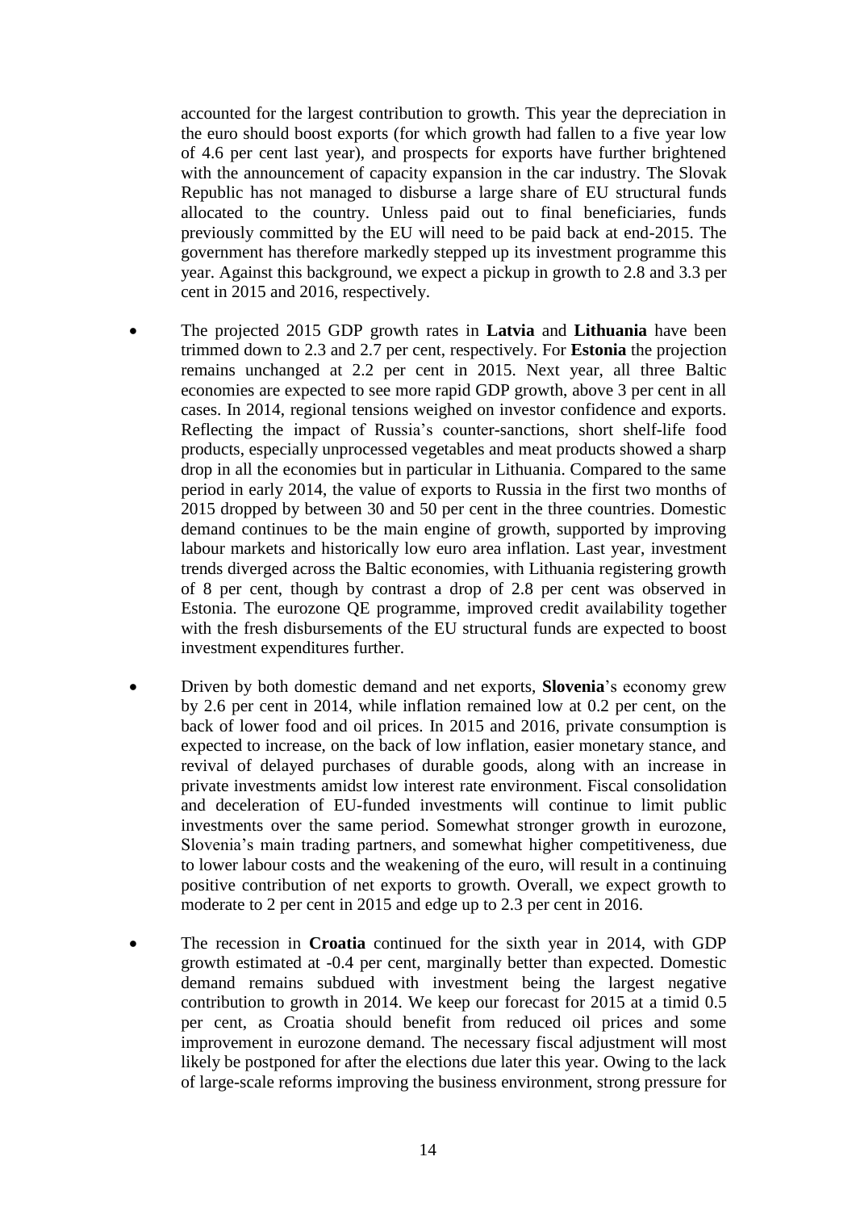accounted for the largest contribution to growth. This year the depreciation in the euro should boost exports (for which growth had fallen to a five year low of 4.6 per cent last year), and prospects for exports have further brightened with the announcement of capacity expansion in the car industry. The Slovak Republic has not managed to disburse a large share of EU structural funds allocated to the country. Unless paid out to final beneficiaries, funds previously committed by the EU will need to be paid back at end-2015. The government has therefore markedly stepped up its investment programme this year. Against this background, we expect a pickup in growth to 2.8 and 3.3 per cent in 2015 and 2016, respectively.

- The projected 2015 GDP growth rates in **Latvia** and **Lithuania** have been trimmed down to 2.3 and 2.7 per cent, respectively. For **Estonia** the projection remains unchanged at 2.2 per cent in 2015. Next year, all three Baltic economies are expected to see more rapid GDP growth, above 3 per cent in all cases. In 2014, regional tensions weighed on investor confidence and exports. Reflecting the impact of Russia's counter-sanctions, short shelf-life food products, especially unprocessed vegetables and meat products showed a sharp drop in all the economies but in particular in Lithuania. Compared to the same period in early 2014, the value of exports to Russia in the first two months of 2015 dropped by between 30 and 50 per cent in the three countries. Domestic demand continues to be the main engine of growth, supported by improving labour markets and historically low euro area inflation. Last year, investment trends diverged across the Baltic economies, with Lithuania registering growth of 8 per cent, though by contrast a drop of 2.8 per cent was observed in Estonia. The eurozone QE programme, improved credit availability together with the fresh disbursements of the EU structural funds are expected to boost investment expenditures further.

- Driven by both domestic demand and net exports, **Slovenia**'s economy grew by 2.6 per cent in 2014, while inflation remained low at 0.2 per cent, on the back of lower food and oil prices. In 2015 and 2016, private consumption is expected to increase, on the back of low inflation, easier monetary stance, and revival of delayed purchases of durable goods, along with an increase in private investments amidst low interest rate environment. Fiscal consolidation and deceleration of EU-funded investments will continue to limit public investments over the same period. Somewhat stronger growth in eurozone, Slovenia's main trading partners, and somewhat higher competitiveness, due to lower labour costs and the weakening of the euro, will result in a continuing positive contribution of net exports to growth. Overall, we expect growth to moderate to 2 per cent in 2015 and edge up to 2.3 per cent in 2016.

- The recession in **Croatia** continued for the sixth year in 2014, with GDP growth estimated at -0.4 per cent, marginally better than expected. Domestic demand remains subdued with investment being the largest negative contribution to growth in 2014. We keep our forecast for 2015 at a timid 0.5 per cent, as Croatia should benefit from reduced oil prices and some improvement in eurozone demand. The necessary fiscal adjustment will most likely be postponed for after the elections due later this year. Owing to the lack of large-scale reforms improving the business environment, strong pressure for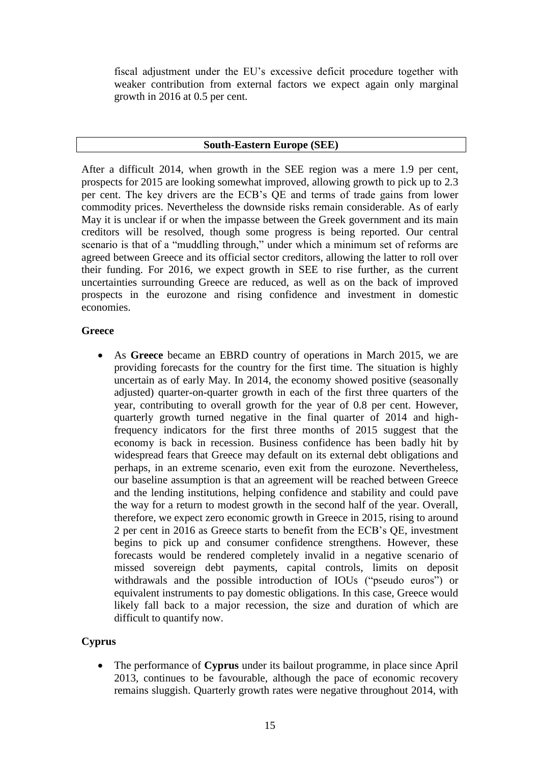fiscal adjustment under the EU's excessive deficit procedure together with weaker contribution from external factors we expect again only marginal growth in 2016 at 0.5 per cent.

## South-Eastern Europe (SEE)

After a difficult 2014, when growth in the SEE region was a mere 1.9 per cent, prospects for 2015 are looking somewhat improved, allowing growth to pick up to 2.3 per cent. The key drivers are the ECB's QE and terms of trade gains from lower commodity prices. Nevertheless the downside risks remain considerable. As of early May it is unclear if or when the impasse between the Greek government and its main creditors will be resolved, though some progress is being reported. Our central scenario is that of a "muddling through," under which a minimum set of reforms are agreed between Greece and its official sector creditors, allowing the latter to roll over their funding. For 2016, we expect growth in SEE to rise further, as the current uncertainties surrounding Greece are reduced, as well as on the back of improved prospects in the eurozone and rising confidence and investment in domestic economies.

### Greece

- As **Greece** became an EBRD country of operations in March 2015, we are providing forecasts for the country for the first time. The situation is highly uncertain as of early May. In 2014, the economy showed positive (seasonally adjusted) quarter-on-quarter growth in each of the first three quarters of the year, contributing to overall growth for the year of 0.8 per cent. However, quarterly growth turned negative in the final quarter of 2014 and high-frequency indicators for the first three months of 2015 suggest that the economy is back in recession. Business confidence has been badly hit by widespread fears that Greece may default on its external debt obligations and perhaps, in an extreme scenario, even exit from the eurozone. Nevertheless, our baseline assumption is that an agreement will be reached between Greece and the lending institutions, helping confidence and stability and could pave the way for a return to modest growth in the second half of the year. Overall, therefore, we expect zero economic growth in Greece in 2015, rising to around 2 per cent in 2016 as Greece starts to benefit from the ECB's QE, investment begins to pick up and consumer confidence strengthens. However, these forecasts would be rendered completely invalid in a negative scenario of missed sovereign debt payments, capital controls, limits on deposit withdrawals and the possible introduction of IOUs ("pseudo euros") or equivalent instruments to pay domestic obligations. In this case, Greece would likely fall back to a major recession, the size and duration of which are difficult to quantify now.

### Cyprus

- The performance of **Cyprus** under its bailout programme, in place since April 2013, continues to be favourable, although the pace of economic recovery remains sluggish. Quarterly growth rates were negative throughout 2014, with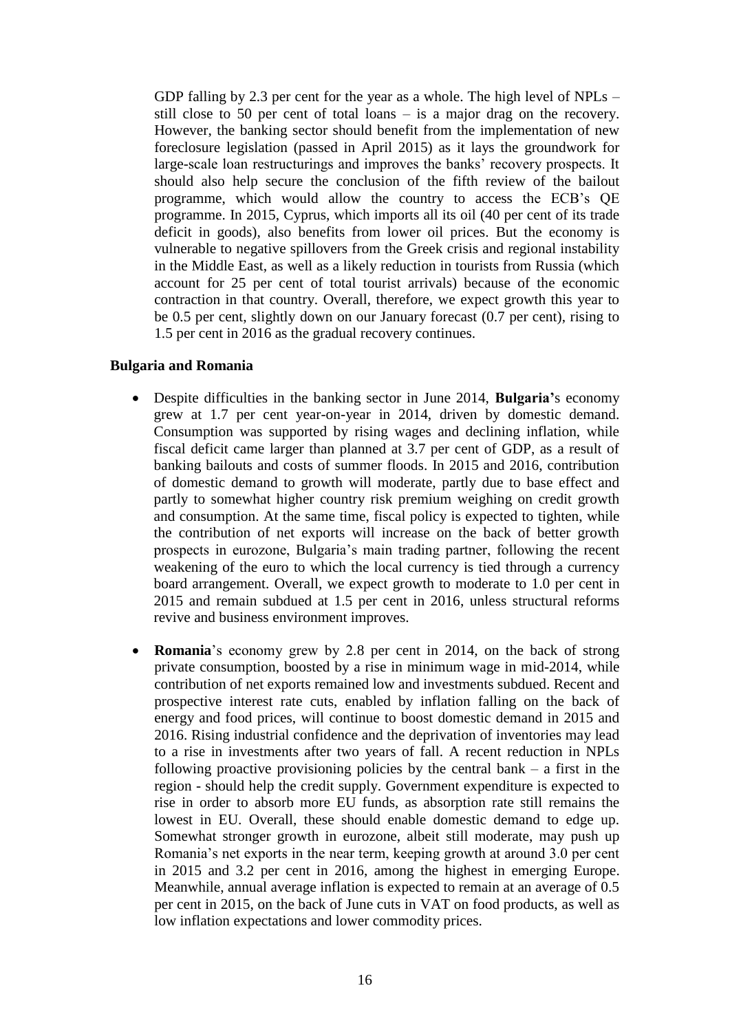GDP falling by 2.3 per cent for the year as a whole. The high level of NPLs – still close to 50 per cent of total loans – is a major drag on the recovery. However, the banking sector should benefit from the implementation of new foreclosure legislation (passed in April 2015) as it lays the groundwork for large-scale loan restructurings and improves the banks' recovery prospects. It should also help secure the conclusion of the fifth review of the bailout programme, which would allow the country to access the ECB's QE programme. In 2015, Cyprus, which imports all its oil (40 per cent of its trade deficit in goods), also benefits from lower oil prices. But the economy is vulnerable to negative spillovers from the Greek crisis and regional instability in the Middle East, as well as a likely reduction in tourists from Russia (which account for 25 per cent of total tourist arrivals) because of the economic contraction in that country. Overall, therefore, we expect growth this year to be 0.5 per cent, slightly down on our January forecast (0.7 per cent), rising to 1.5 per cent in 2016 as the gradual recovery continues.

**Bulgaria and Romania**

- Despite difficulties in the banking sector in June 2014, **Bulgaria'**s economy grew at 1.7 per cent year-on-year in 2014, driven by domestic demand. Consumption was supported by rising wages and declining inflation, while fiscal deficit came larger than planned at 3.7 per cent of GDP, as a result of banking bailouts and costs of summer floods. In 2015 and 2016, contribution of domestic demand to growth will moderate, partly due to base effect and partly to somewhat higher country risk premium weighing on credit growth and consumption. At the same time, fiscal policy is expected to tighten, while the contribution of net exports will increase on the back of better growth prospects in eurozone, Bulgaria's main trading partner, following the recent weakening of the euro to which the local currency is tied through a currency board arrangement. Overall, we expect growth to moderate to 1.0 per cent in 2015 and remain subdued at 1.5 per cent in 2016, unless structural reforms revive and business environment improves.

- **Romania**'s economy grew by 2.8 per cent in 2014, on the back of strong private consumption, boosted by a rise in minimum wage in mid-2014, while contribution of net exports remained low and investments subdued. Recent and prospective interest rate cuts, enabled by inflation falling on the back of energy and food prices, will continue to boost domestic demand in 2015 and 2016. Rising industrial confidence and the deprivation of inventories may lead to a rise in investments after two years of fall. A recent reduction in NPLs following proactive provisioning policies by the central bank – a first in the region - should help the credit supply. Government expenditure is expected to rise in order to absorb more EU funds, as absorption rate still remains the lowest in EU. Overall, these should enable domestic demand to edge up. Somewhat stronger growth in eurozone, albeit still moderate, may push up Romania's net exports in the near term, keeping growth at around 3.0 per cent in 2015 and 3.2 per cent in 2016, among the highest in emerging Europe. Meanwhile, annual average inflation is expected to remain at an average of 0.5 per cent in 2015, on the back of June cuts in VAT on food products, as well as low inflation expectations and lower commodity prices.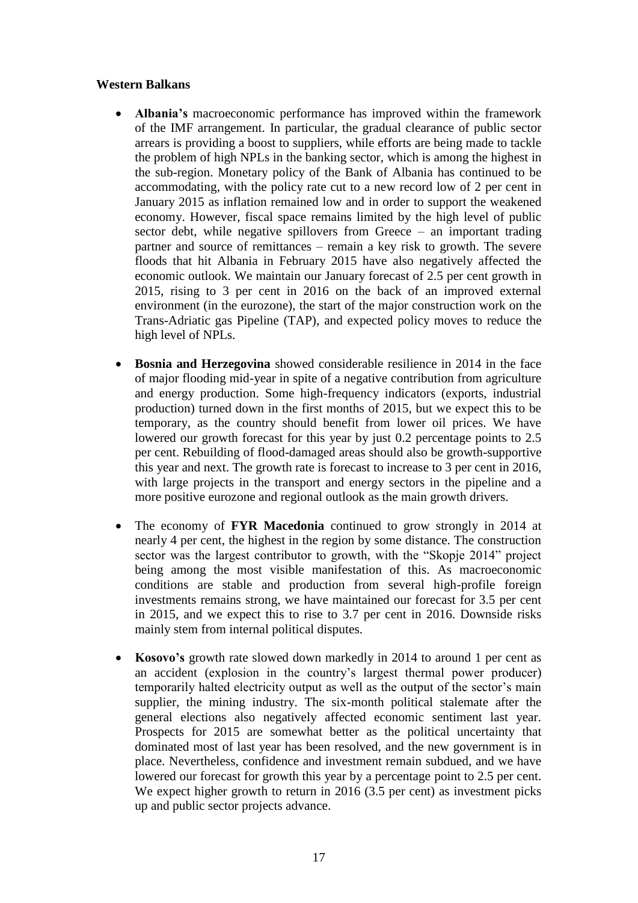**Western Balkans**

- **Albania's** macroeconomic performance has improved within the framework of the IMF arrangement. In particular, the gradual clearance of public sector arrears is providing a boost to suppliers, while efforts are being made to tackle the problem of high NPLs in the banking sector, which is among the highest in the sub-region. Monetary policy of the Bank of Albania has continued to be accommodating, with the policy rate cut to a new record low of 2 per cent in January 2015 as inflation remained low and in order to support the weakened economy. However, fiscal space remains limited by the high level of public sector debt, while negative spillovers from Greece – an important trading partner and source of remittances – remain a key risk to growth. The severe floods that hit Albania in February 2015 have also negatively affected the economic outlook. We maintain our January forecast of 2.5 per cent growth in 2015, rising to 3 per cent in 2016 on the back of an improved external environment (in the eurozone), the start of the major construction work on the Trans-Adriatic gas Pipeline (TAP), and expected policy moves to reduce the high level of NPLs.

- **Bosnia and Herzegovina** showed considerable resilience in 2014 in the face of major flooding mid-year in spite of a negative contribution from agriculture and energy production. Some high-frequency indicators (exports, industrial production) turned down in the first months of 2015, but we expect this to be temporary, as the country should benefit from lower oil prices. We have lowered our growth forecast for this year by just 0.2 percentage points to 2.5 per cent. Rebuilding of flood-damaged areas should also be growth-supportive this year and next. The growth rate is forecast to increase to 3 per cent in 2016, with large projects in the transport and energy sectors in the pipeline and a more positive eurozone and regional outlook as the main growth drivers.

- The economy of **FYR Macedonia** continued to grow strongly in 2014 at nearly 4 per cent, the highest in the region by some distance. The construction sector was the largest contributor to growth, with the "Skopje 2014" project being among the most visible manifestation of this. As macroeconomic conditions are stable and production from several high-profile foreign investments remains strong, we have maintained our forecast for 3.5 per cent in 2015, and we expect this to rise to 3.7 per cent in 2016. Downside risks mainly stem from internal political disputes.

- **Kosovo's** growth rate slowed down markedly in 2014 to around 1 per cent as an accident (explosion in the country's largest thermal power producer) temporarily halted electricity output as well as the output of the sector's main supplier, the mining industry. The six-month political stalemate after the general elections also negatively affected economic sentiment last year. Prospects for 2015 are somewhat better as the political uncertainty that dominated most of last year has been resolved, and the new government is in place. Nevertheless, confidence and investment remain subdued, and we have lowered our forecast for growth this year by a percentage point to 2.5 per cent. We expect higher growth to return in 2016 (3.5 per cent) as investment picks up and public sector projects advance.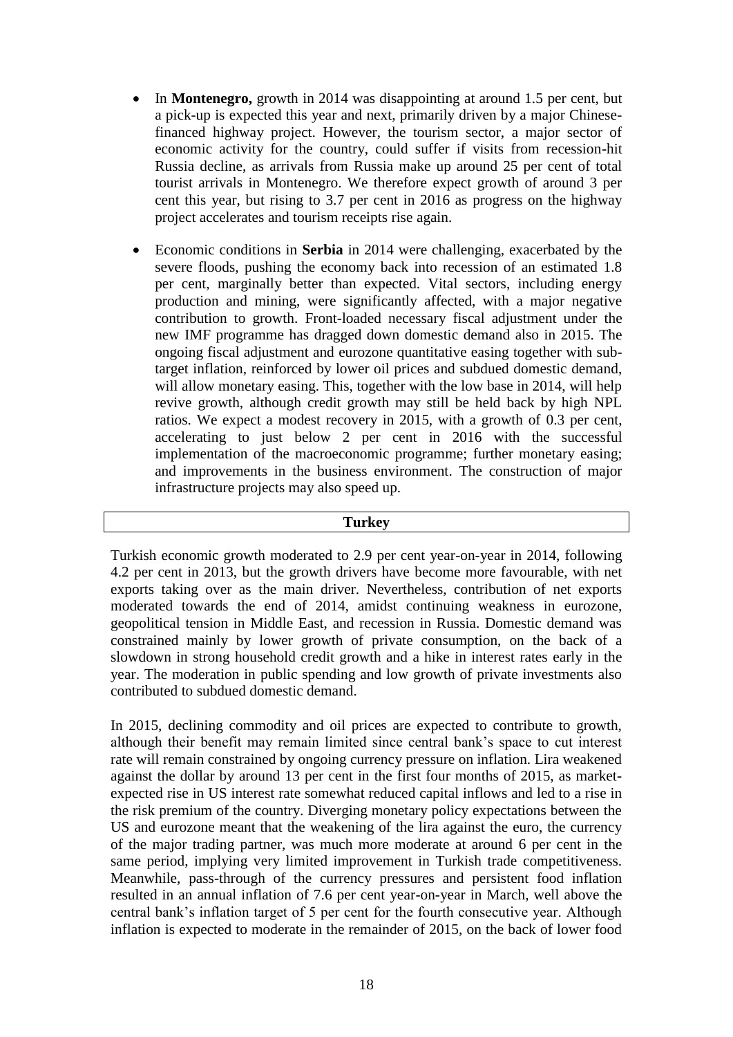- In **Montenegro,** growth in 2014 was disappointing at around 1.5 per cent, but a pick-up is expected this year and next, primarily driven by a major Chinese-financed highway project. However, the tourism sector, a major sector of economic activity for the country, could suffer if visits from recession-hit Russia decline, as arrivals from Russia make up around 25 per cent of total tourist arrivals in Montenegro. We therefore expect growth of around 3 per cent this year, but rising to 3.7 per cent in 2016 as progress on the highway project accelerates and tourism receipts rise again.

- Economic conditions in **Serbia** in 2014 were challenging, exacerbated by the severe floods, pushing the economy back into recession of an estimated 1.8 per cent, marginally better than expected. Vital sectors, including energy production and mining, were significantly affected, with a major negative contribution to growth. Front-loaded necessary fiscal adjustment under the new IMF programme has dragged down domestic demand also in 2015. The ongoing fiscal adjustment and eurozone quantitative easing together with sub-target inflation, reinforced by lower oil prices and subdued domestic demand, will allow monetary easing. This, together with the low base in 2014, will help revive growth, although credit growth may still be held back by high NPL ratios. We expect a modest recovery in 2015, with a growth of 0.3 per cent, accelerating to just below 2 per cent in 2016 with the successful implementation of the macroeconomic programme; further monetary easing; and improvements in the business environment. The construction of major infrastructure projects may also speed up.

## Turkey

Turkish economic growth moderated to 2.9 per cent year-on-year in 2014, following 4.2 per cent in 2013, but the growth drivers have become more favourable, with net exports taking over as the main driver. Nevertheless, contribution of net exports moderated towards the end of 2014, amidst continuing weakness in eurozone, geopolitical tension in Middle East, and recession in Russia. Domestic demand was constrained mainly by lower growth of private consumption, on the back of a slowdown in strong household credit growth and a hike in interest rates early in the year. The moderation in public spending and low growth of private investments also contributed to subdued domestic demand.

In 2015, declining commodity and oil prices are expected to contribute to growth, although their benefit may remain limited since central bank's space to cut interest rate will remain constrained by ongoing currency pressure on inflation. Lira weakened against the dollar by around 13 per cent in the first four months of 2015, as market-expected rise in US interest rate somewhat reduced capital inflows and led to a rise in the risk premium of the country. Diverging monetary policy expectations between the US and eurozone meant that the weakening of the lira against the euro, the currency of the major trading partner, was much more moderate at around 6 per cent in the same period, implying very limited improvement in Turkish trade competitiveness. Meanwhile, pass-through of the currency pressures and persistent food inflation resulted in an annual inflation of 7.6 per cent year-on-year in March, well above the central bank's inflation target of 5 per cent for the fourth consecutive year. Although inflation is expected to moderate in the remainder of 2015, on the back of lower food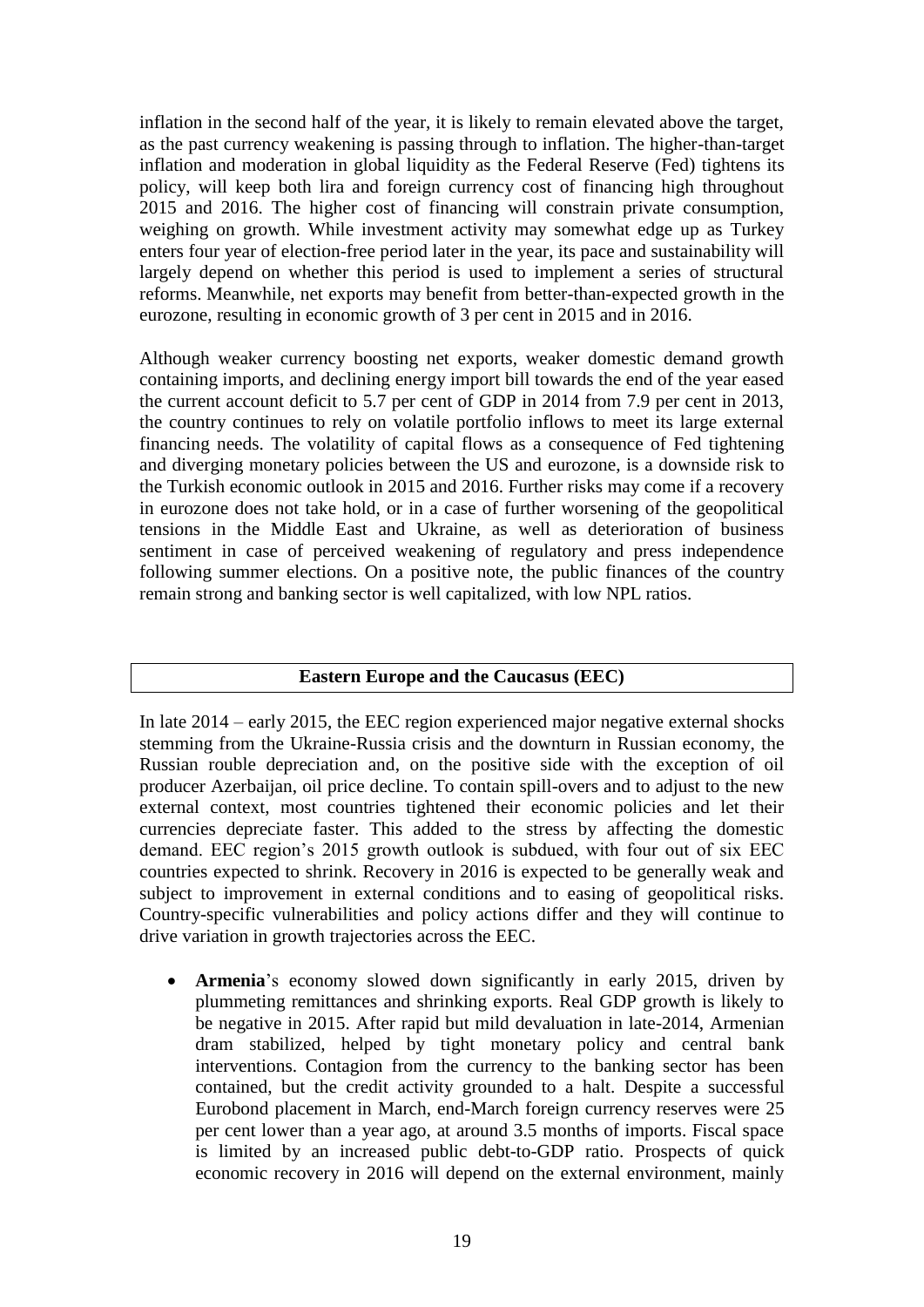inflation in the second half of the year, it is likely to remain elevated above the target, as the past currency weakening is passing through to inflation. The higher-than-target inflation and moderation in global liquidity as the Federal Reserve (Fed) tightens its policy, will keep both lira and foreign currency cost of financing high throughout 2015 and 2016. The higher cost of financing will constrain private consumption, weighing on growth. While investment activity may somewhat edge up as Turkey enters four year of election-free period later in the year, its pace and sustainability will largely depend on whether this period is used to implement a series of structural reforms. Meanwhile, net exports may benefit from better-than-expected growth in the eurozone, resulting in economic growth of 3 per cent in 2015 and in 2016.

Although weaker currency boosting net exports, weaker domestic demand growth containing imports, and declining energy import bill towards the end of the year eased the current account deficit to 5.7 per cent of GDP in 2014 from 7.9 per cent in 2013, the country continues to rely on volatile portfolio inflows to meet its large external financing needs. The volatility of capital flows as a consequence of Fed tightening and diverging monetary policies between the US and eurozone, is a downside risk to the Turkish economic outlook in 2015 and 2016. Further risks may come if a recovery in eurozone does not take hold, or in a case of further worsening of the geopolitical tensions in the Middle East and Ukraine, as well as deterioration of business sentiment in case of perceived weakening of regulatory and press independence following summer elections. On a positive note, the public finances of the country remain strong and banking sector is well capitalized, with low NPL ratios.

## Eastern Europe and the Caucasus (EEC)

In late 2014 – early 2015, the EEC region experienced major negative external shocks stemming from the Ukraine-Russia crisis and the downturn in Russian economy, the Russian rouble depreciation and, on the positive side with the exception of oil producer Azerbaijan, oil price decline. To contain spill-overs and to adjust to the new external context, most countries tightened their economic policies and let their currencies depreciate faster. This added to the stress by affecting the domestic demand. EEC region's 2015 growth outlook is subdued, with four out of six EEC countries expected to shrink. Recovery in 2016 is expected to be generally weak and subject to improvement in external conditions and to easing of geopolitical risks. Country-specific vulnerabilities and policy actions differ and they will continue to drive variation in growth trajectories across the EEC.

- **Armenia**'s economy slowed down significantly in early 2015, driven by plummeting remittances and shrinking exports. Real GDP growth is likely to be negative in 2015. After rapid but mild devaluation in late-2014, Armenian dram stabilized, helped by tight monetary policy and central bank interventions. Contagion from the currency to the banking sector has been contained, but the credit activity grounded to a halt. Despite a successful Eurobond placement in March, end-March foreign currency reserves were 25 per cent lower than a year ago, at around 3.5 months of imports. Fiscal space is limited by an increased public debt-to-GDP ratio. Prospects of quick economic recovery in 2016 will depend on the external environment, mainly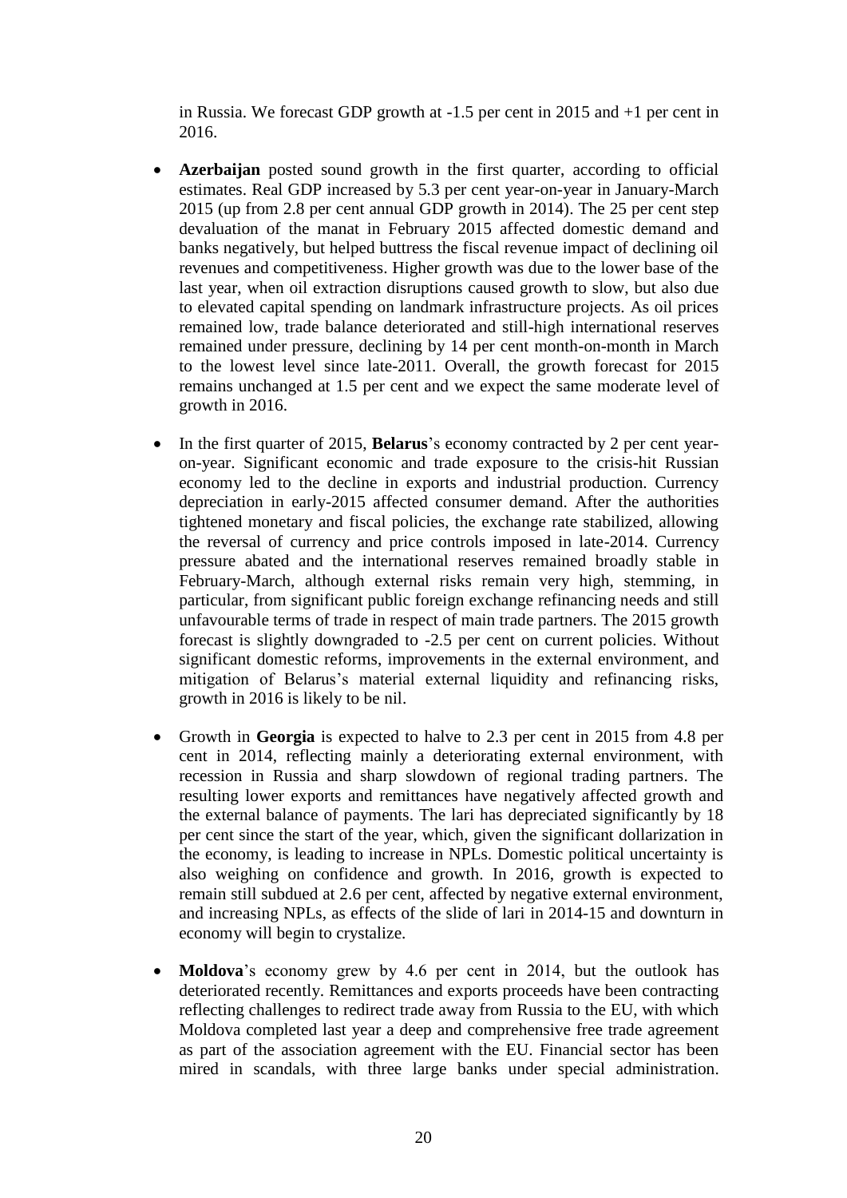in Russia. We forecast GDP growth at -1.5 per cent in 2015 and +1 per cent in 2016.

- **Azerbaijan** posted sound growth in the first quarter, according to official estimates. Real GDP increased by 5.3 per cent year-on-year in January-March 2015 (up from 2.8 per cent annual GDP growth in 2014). The 25 per cent step devaluation of the manat in February 2015 affected domestic demand and banks negatively, but helped buttress the fiscal revenue impact of declining oil revenues and competitiveness. Higher growth was due to the lower base of the last year, when oil extraction disruptions caused growth to slow, but also due to elevated capital spending on landmark infrastructure projects. As oil prices remained low, trade balance deteriorated and still-high international reserves remained under pressure, declining by 14 per cent month-on-month in March to the lowest level since late-2011. Overall, the growth forecast for 2015 remains unchanged at 1.5 per cent and we expect the same moderate level of growth in 2016.

- In the first quarter of 2015, **Belarus**'s economy contracted by 2 per cent year-on-year. Significant economic and trade exposure to the crisis-hit Russian economy led to the decline in exports and industrial production. Currency depreciation in early-2015 affected consumer demand. After the authorities tightened monetary and fiscal policies, the exchange rate stabilized, allowing the reversal of currency and price controls imposed in late-2014. Currency pressure abated and the international reserves remained broadly stable in February-March, although external risks remain very high, stemming, in particular, from significant public foreign exchange refinancing needs and still unfavourable terms of trade in respect of main trade partners. The 2015 growth forecast is slightly downgraded to -2.5 per cent on current policies. Without significant domestic reforms, improvements in the external environment, and mitigation of Belarus's material external liquidity and refinancing risks, growth in 2016 is likely to be nil.

- Growth in **Georgia** is expected to halve to 2.3 per cent in 2015 from 4.8 per cent in 2014, reflecting mainly a deteriorating external environment, with recession in Russia and sharp slowdown of regional trading partners. The resulting lower exports and remittances have negatively affected growth and the external balance of payments. The lari has depreciated significantly by 18 per cent since the start of the year, which, given the significant dollarization in the economy, is leading to increase in NPLs. Domestic political uncertainty is also weighing on confidence and growth. In 2016, growth is expected to remain still subdued at 2.6 per cent, affected by negative external environment, and increasing NPLs, as effects of the slide of lari in 2014-15 and downturn in economy will begin to crystalize.

- **Moldova**'s economy grew by 4.6 per cent in 2014, but the outlook has deteriorated recently. Remittances and exports proceeds have been contracting reflecting challenges to redirect trade away from Russia to the EU, with which Moldova completed last year a deep and comprehensive free trade agreement as part of the association agreement with the EU. Financial sector has been mired in scandals, with three large banks under special administration.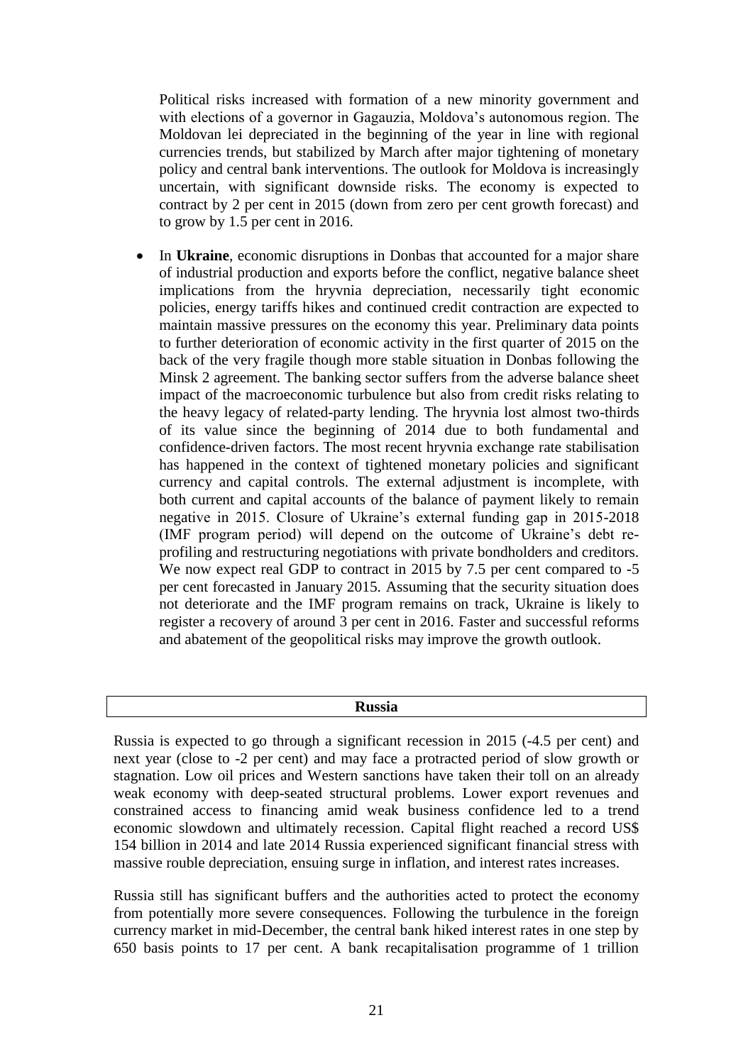Political risks increased with formation of a new minority government and with elections of a governor in Gagauzia, Moldova's autonomous region. The Moldovan lei depreciated in the beginning of the year in line with regional currencies trends, but stabilized by March after major tightening of monetary policy and central bank interventions. The outlook for Moldova is increasingly uncertain, with significant downside risks. The economy is expected to contract by 2 per cent in 2015 (down from zero per cent growth forecast) and to grow by 1.5 per cent in 2016.

- In **Ukraine**, economic disruptions in Donbas that accounted for a major share of industrial production and exports before the conflict, negative balance sheet implications from the hryvnia depreciation, necessarily tight economic policies, energy tariffs hikes and continued credit contraction are expected to maintain massive pressures on the economy this year. Preliminary data points to further deterioration of economic activity in the first quarter of 2015 on the back of the very fragile though more stable situation in Donbas following the Minsk 2 agreement. The banking sector suffers from the adverse balance sheet impact of the macroeconomic turbulence but also from credit risks relating to the heavy legacy of related-party lending. The hryvnia lost almost two-thirds of its value since the beginning of 2014 due to both fundamental and confidence-driven factors. The most recent hryvnia exchange rate stabilisation has happened in the context of tightened monetary policies and significant currency and capital controls. The external adjustment is incomplete, with both current and capital accounts of the balance of payment likely to remain negative in 2015. Closure of Ukraine's external funding gap in 2015-2018 (IMF program period) will depend on the outcome of Ukraine's debt re-profiling and restructuring negotiations with private bondholders and creditors. We now expect real GDP to contract in 2015 by 7.5 per cent compared to -5 per cent forecasted in January 2015. Assuming that the security situation does not deteriorate and the IMF program remains on track, Ukraine is likely to register a recovery of around 3 per cent in 2016. Faster and successful reforms and abatement of the geopolitical risks may improve the growth outlook.

## Russia

Russia is expected to go through a significant recession in 2015 (-4.5 per cent) and next year (close to -2 per cent) and may face a protracted period of slow growth or stagnation. Low oil prices and Western sanctions have taken their toll on an already weak economy with deep-seated structural problems. Lower export revenues and constrained access to financing amid weak business confidence led to a trend economic slowdown and ultimately recession. Capital flight reached a record US$ 154 billion in 2014 and late 2014 Russia experienced significant financial stress with massive rouble depreciation, ensuing surge in inflation, and interest rates increases.

Russia still has significant buffers and the authorities acted to protect the economy from potentially more severe consequences. Following the turbulence in the foreign currency market in mid-December, the central bank hiked interest rates in one step by 650 basis points to 17 per cent. A bank recapitalisation programme of 1 trillion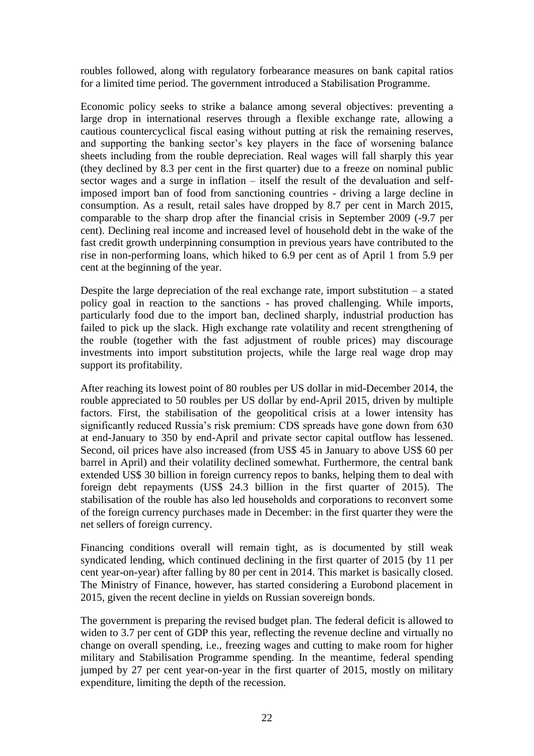roubles followed, along with regulatory forbearance measures on bank capital ratios for a limited time period. The government introduced a Stabilisation Programme.

Economic policy seeks to strike a balance among several objectives: preventing a large drop in international reserves through a flexible exchange rate, allowing a cautious countercyclical fiscal easing without putting at risk the remaining reserves, and supporting the banking sector's key players in the face of worsening balance sheets including from the rouble depreciation. Real wages will fall sharply this year (they declined by 8.3 per cent in the first quarter) due to a freeze on nominal public sector wages and a surge in inflation – itself the result of the devaluation and self-imposed import ban of food from sanctioning countries - driving a large decline in consumption. As a result, retail sales have dropped by 8.7 per cent in March 2015, comparable to the sharp drop after the financial crisis in September 2009 (-9.7 per cent). Declining real income and increased level of household debt in the wake of the fast credit growth underpinning consumption in previous years have contributed to the rise in non-performing loans, which hiked to 6.9 per cent as of April 1 from 5.9 per cent at the beginning of the year.

Despite the large depreciation of the real exchange rate, import substitution – a stated policy goal in reaction to the sanctions - has proved challenging. While imports, particularly food due to the import ban, declined sharply, industrial production has failed to pick up the slack. High exchange rate volatility and recent strengthening of the rouble (together with the fast adjustment of rouble prices) may discourage investments into import substitution projects, while the large real wage drop may support its profitability.

After reaching its lowest point of 80 roubles per US dollar in mid-December 2014, the rouble appreciated to 50 roubles per US dollar by end-April 2015, driven by multiple factors. First, the stabilisation of the geopolitical crisis at a lower intensity has significantly reduced Russia's risk premium: CDS spreads have gone down from 630 at end-January to 350 by end-April and private sector capital outflow has lessened. Second, oil prices have also increased (from US$ 45 in January to above US$ 60 per barrel in April) and their volatility declined somewhat. Furthermore, the central bank extended US$ 30 billion in foreign currency repos to banks, helping them to deal with foreign debt repayments (US$ 24.3 billion in the first quarter of 2015). The stabilisation of the rouble has also led households and corporations to reconvert some of the foreign currency purchases made in December: in the first quarter they were the net sellers of foreign currency.

Financing conditions overall will remain tight, as is documented by still weak syndicated lending, which continued declining in the first quarter of 2015 (by 11 per cent year-on-year) after falling by 80 per cent in 2014. This market is basically closed. The Ministry of Finance, however, has started considering a Eurobond placement in 2015, given the recent decline in yields on Russian sovereign bonds.

The government is preparing the revised budget plan. The federal deficit is allowed to widen to 3.7 per cent of GDP this year, reflecting the revenue decline and virtually no change on overall spending, i.e., freezing wages and cutting to make room for higher military and Stabilisation Programme spending. In the meantime, federal spending jumped by 27 per cent year-on-year in the first quarter of 2015, mostly on military expenditure, limiting the depth of the recession.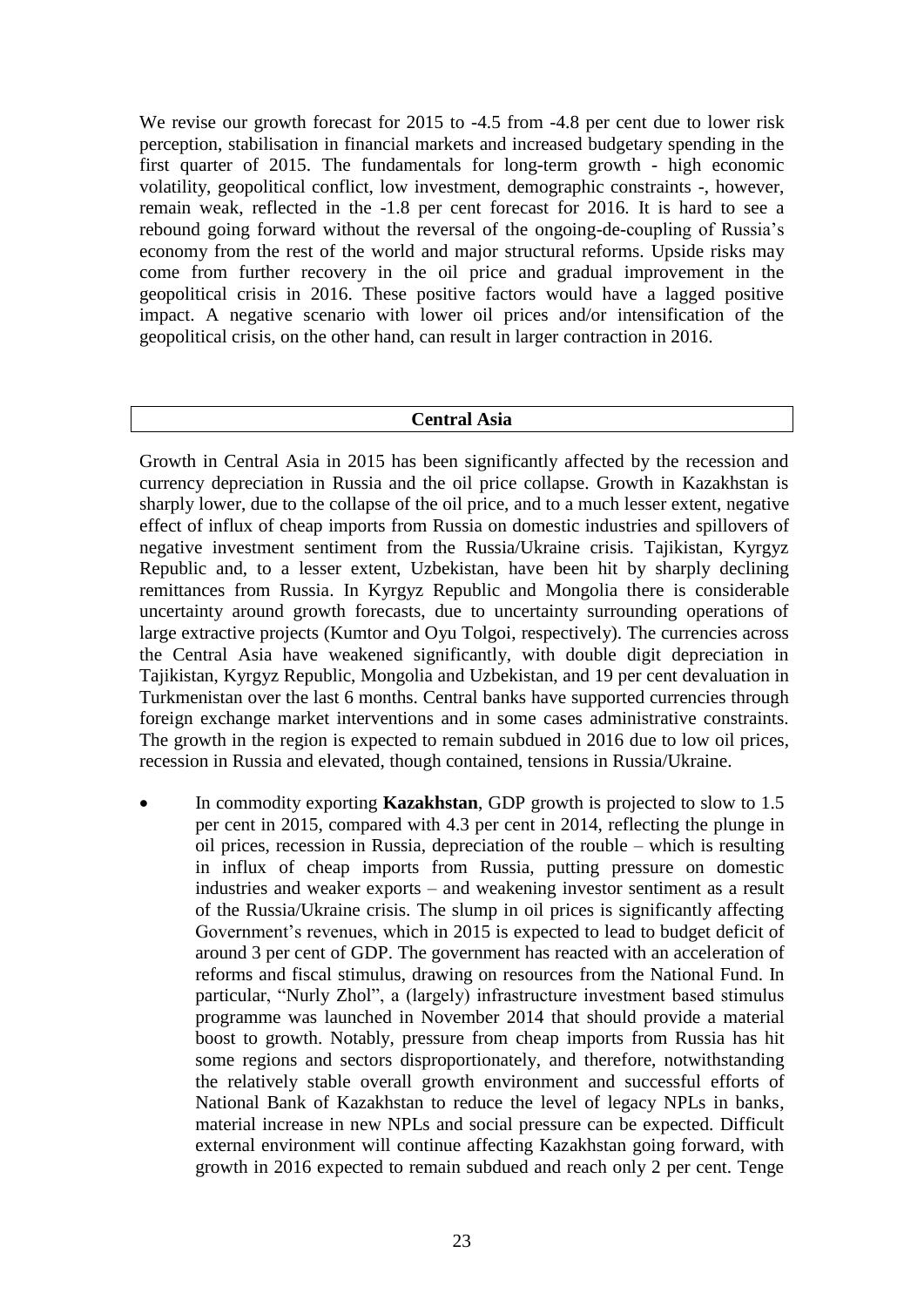We revise our growth forecast for 2015 to -4.5 from -4.8 per cent due to lower risk perception, stabilisation in financial markets and increased budgetary spending in the first quarter of 2015. The fundamentals for long-term growth - high economic volatility, geopolitical conflict, low investment, demographic constraints -, however, remain weak, reflected in the -1.8 per cent forecast for 2016. It is hard to see a rebound going forward without the reversal of the ongoing-de-coupling of Russia's economy from the rest of the world and major structural reforms. Upside risks may come from further recovery in the oil price and gradual improvement in the geopolitical crisis in 2016. These positive factors would have a lagged positive impact. A negative scenario with lower oil prices and/or intensification of the geopolitical crisis, on the other hand, can result in larger contraction in 2016.

## Central Asia

Growth in Central Asia in 2015 has been significantly affected by the recession and currency depreciation in Russia and the oil price collapse. Growth in Kazakhstan is sharply lower, due to the collapse of the oil price, and to a much lesser extent, negative effect of influx of cheap imports from Russia on domestic industries and spillovers of negative investment sentiment from the Russia/Ukraine crisis. Tajikistan, Kyrgyz Republic and, to a lesser extent, Uzbekistan, have been hit by sharply declining remittances from Russia. In Kyrgyz Republic and Mongolia there is considerable uncertainty around growth forecasts, due to uncertainty surrounding operations of large extractive projects (Kumtor and Oyu Tolgoi, respectively). The currencies across the Central Asia have weakened significantly, with double digit depreciation in Tajikistan, Kyrgyz Republic, Mongolia and Uzbekistan, and 19 per cent devaluation in Turkmenistan over the last 6 months. Central banks have supported currencies through foreign exchange market interventions and in some cases administrative constraints. The growth in the region is expected to remain subdued in 2016 due to low oil prices, recession in Russia and elevated, though contained, tensions in Russia/Ukraine.

- In commodity exporting **Kazakhstan**, GDP growth is projected to slow to 1.5 per cent in 2015, compared with 4.3 per cent in 2014, reflecting the plunge in oil prices, recession in Russia, depreciation of the rouble – which is resulting in influx of cheap imports from Russia, putting pressure on domestic industries and weaker exports – and weakening investor sentiment as a result of the Russia/Ukraine crisis. The slump in oil prices is significantly affecting Government's revenues, which in 2015 is expected to lead to budget deficit of around 3 per cent of GDP. The government has reacted with an acceleration of reforms and fiscal stimulus, drawing on resources from the National Fund. In particular, "Nurly Zhol", a (largely) infrastructure investment based stimulus programme was launched in November 2014 that should provide a material boost to growth. Notably, pressure from cheap imports from Russia has hit some regions and sectors disproportionately, and therefore, notwithstanding the relatively stable overall growth environment and successful efforts of National Bank of Kazakhstan to reduce the level of legacy NPLs in banks, material increase in new NPLs and social pressure can be expected. Difficult external environment will continue affecting Kazakhstan going forward, with growth in 2016 expected to remain subdued and reach only 2 per cent. Tenge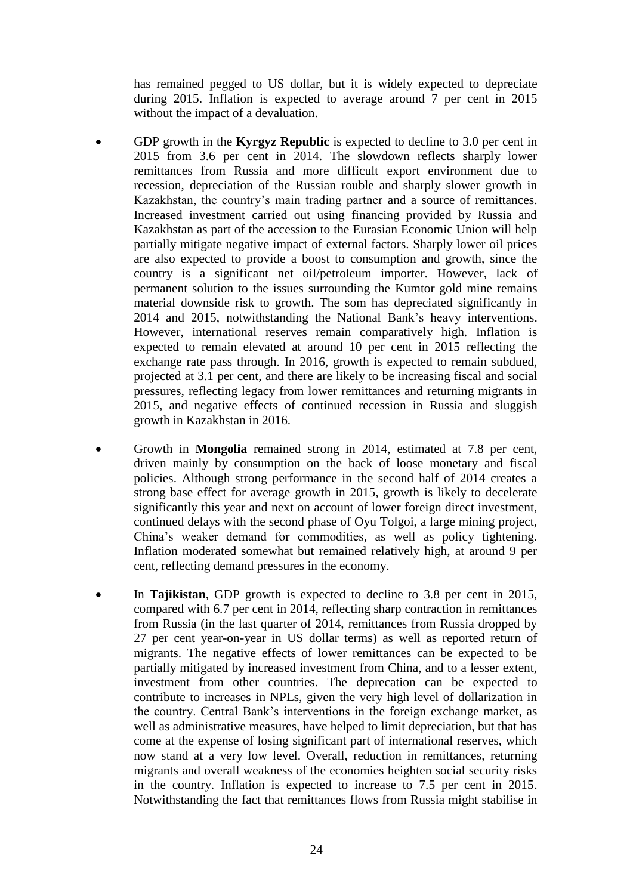has remained pegged to US dollar, but it is widely expected to depreciate during 2015. Inflation is expected to average around 7 per cent in 2015 without the impact of a devaluation.

- GDP growth in the **Kyrgyz Republic** is expected to decline to 3.0 per cent in 2015 from 3.6 per cent in 2014. The slowdown reflects sharply lower remittances from Russia and more difficult export environment due to recession, depreciation of the Russian rouble and sharply slower growth in Kazakhstan, the country's main trading partner and a source of remittances. Increased investment carried out using financing provided by Russia and Kazakhstan as part of the accession to the Eurasian Economic Union will help partially mitigate negative impact of external factors. Sharply lower oil prices are also expected to provide a boost to consumption and growth, since the country is a significant net oil/petroleum importer. However, lack of permanent solution to the issues surrounding the Kumtor gold mine remains material downside risk to growth. The som has depreciated significantly in 2014 and 2015, notwithstanding the National Bank's heavy interventions. However, international reserves remain comparatively high. Inflation is expected to remain elevated at around 10 per cent in 2015 reflecting the exchange rate pass through. In 2016, growth is expected to remain subdued, projected at 3.1 per cent, and there are likely to be increasing fiscal and social pressures, reflecting legacy from lower remittances and returning migrants in 2015, and negative effects of continued recession in Russia and sluggish growth in Kazakhstan in 2016.

- Growth in **Mongolia** remained strong in 2014, estimated at 7.8 per cent, driven mainly by consumption on the back of loose monetary and fiscal policies. Although strong performance in the second half of 2014 creates a strong base effect for average growth in 2015, growth is likely to decelerate significantly this year and next on account of lower foreign direct investment, continued delays with the second phase of Oyu Tolgoi, a large mining project, China's weaker demand for commodities, as well as policy tightening. Inflation moderated somewhat but remained relatively high, at around 9 per cent, reflecting demand pressures in the economy.

- In **Tajikistan**, GDP growth is expected to decline to 3.8 per cent in 2015, compared with 6.7 per cent in 2014, reflecting sharp contraction in remittances from Russia (in the last quarter of 2014, remittances from Russia dropped by 27 per cent year-on-year in US dollar terms) as well as reported return of migrants. The negative effects of lower remittances can be expected to be partially mitigated by increased investment from China, and to a lesser extent, investment from other countries. The deprecation can be expected to contribute to increases in NPLs, given the very high level of dollarization in the country. Central Bank's interventions in the foreign exchange market, as well as administrative measures, have helped to limit depreciation, but that has come at the expense of losing significant part of international reserves, which now stand at a very low level. Overall, reduction in remittances, returning migrants and overall weakness of the economies heighten social security risks in the country. Inflation is expected to increase to 7.5 per cent in 2015. Notwithstanding the fact that remittances flows from Russia might stabilise in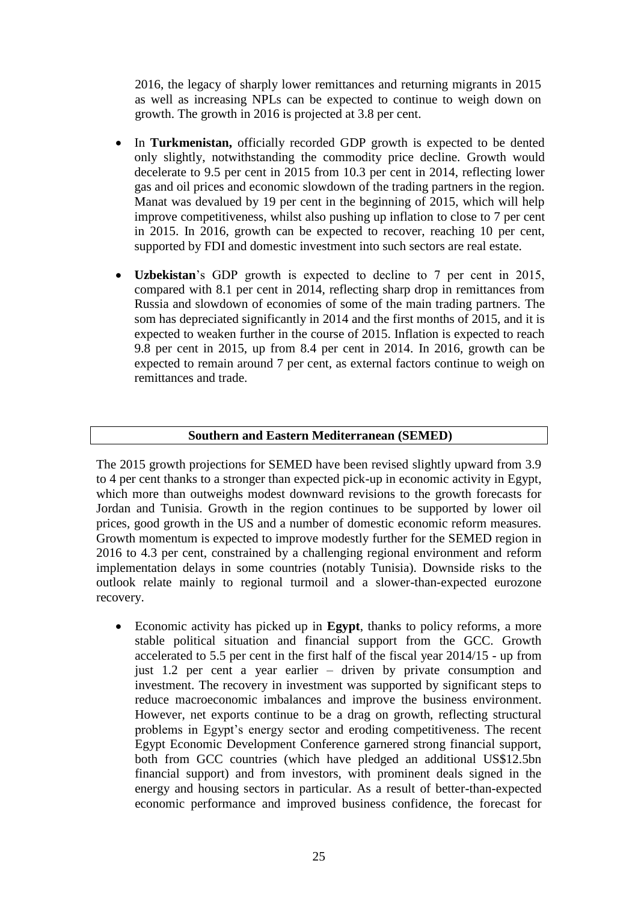2016, the legacy of sharply lower remittances and returning migrants in 2015 as well as increasing NPLs can be expected to continue to weigh down on growth. The growth in 2016 is projected at 3.8 per cent.

- In **Turkmenistan,** officially recorded GDP growth is expected to be dented only slightly, notwithstanding the commodity price decline. Growth would decelerate to 9.5 per cent in 2015 from 10.3 per cent in 2014, reflecting lower gas and oil prices and economic slowdown of the trading partners in the region. Manat was devalued by 19 per cent in the beginning of 2015, which will help improve competitiveness, whilst also pushing up inflation to close to 7 per cent in 2015. In 2016, growth can be expected to recover, reaching 10 per cent, supported by FDI and domestic investment into such sectors are real estate.

- **Uzbekistan**'s GDP growth is expected to decline to 7 per cent in 2015, compared with 8.1 per cent in 2014, reflecting sharp drop in remittances from Russia and slowdown of economies of some of the main trading partners. The som has depreciated significantly in 2014 and the first months of 2015, and it is expected to weaken further in the course of 2015. Inflation is expected to reach 9.8 per cent in 2015, up from 8.4 per cent in 2014. In 2016, growth can be expected to remain around 7 per cent, as external factors continue to weigh on remittances and trade.

## Southern and Eastern Mediterranean (SEMED)

The 2015 growth projections for SEMED have been revised slightly upward from 3.9 to 4 per cent thanks to a stronger than expected pick-up in economic activity in Egypt, which more than outweighs modest downward revisions to the growth forecasts for Jordan and Tunisia. Growth in the region continues to be supported by lower oil prices, good growth in the US and a number of domestic economic reform measures. Growth momentum is expected to improve modestly further for the SEMED region in 2016 to 4.3 per cent, constrained by a challenging regional environment and reform implementation delays in some countries (notably Tunisia). Downside risks to the outlook relate mainly to regional turmoil and a slower-than-expected eurozone recovery.

- Economic activity has picked up in **Egypt**, thanks to policy reforms, a more stable political situation and financial support from the GCC. Growth accelerated to 5.5 per cent in the first half of the fiscal year 2014/15 - up from just 1.2 per cent a year earlier – driven by private consumption and investment. The recovery in investment was supported by significant steps to reduce macroeconomic imbalances and improve the business environment. However, net exports continue to be a drag on growth, reflecting structural problems in Egypt's energy sector and eroding competitiveness. The recent Egypt Economic Development Conference garnered strong financial support, both from GCC countries (which have pledged an additional US$12.5bn financial support) and from investors, with prominent deals signed in the energy and housing sectors in particular. As a result of better-than-expected economic performance and improved business confidence, the forecast for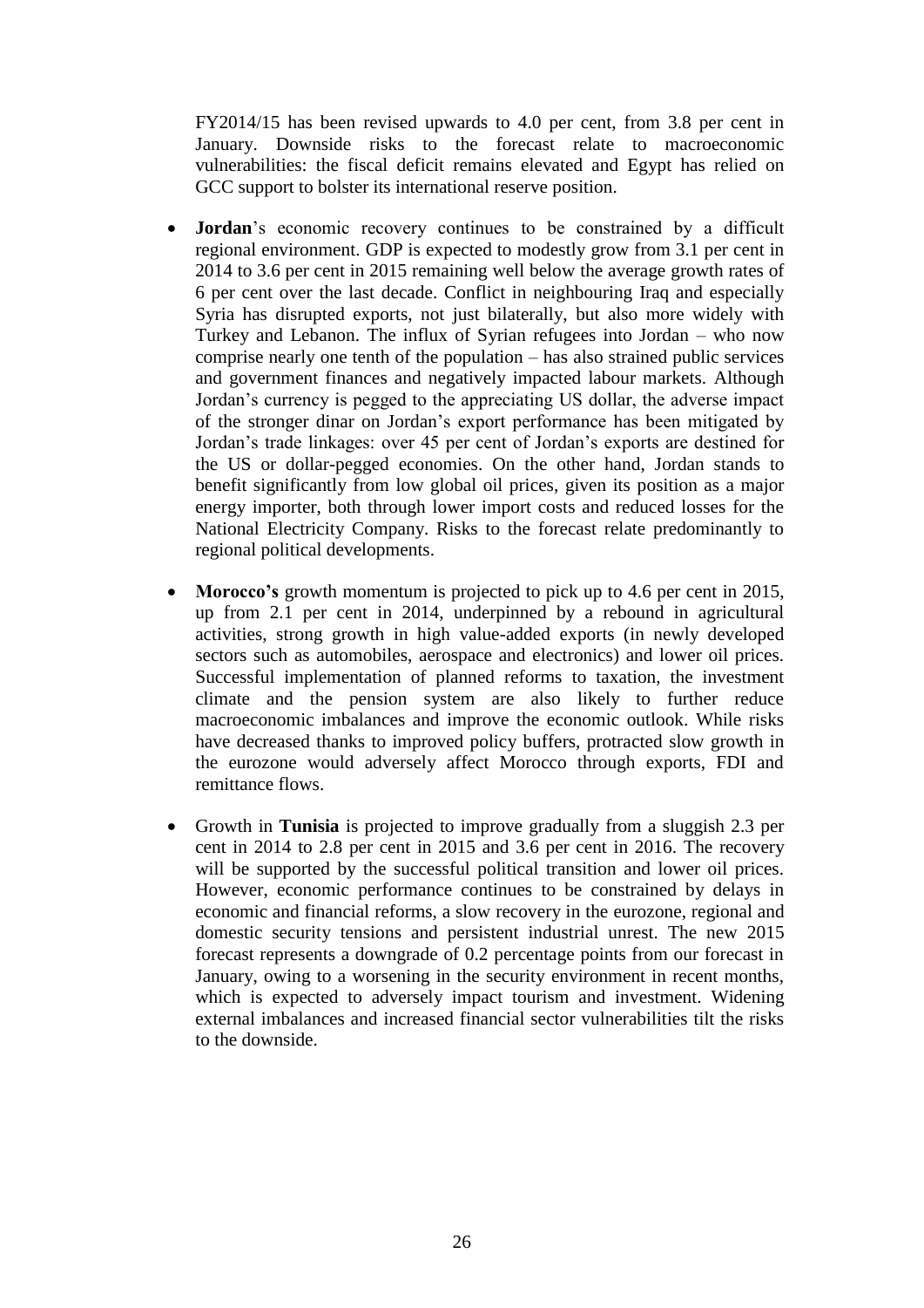FY2014/15 has been revised upwards to 4.0 per cent, from 3.8 per cent in January. Downside risks to the forecast relate to macroeconomic vulnerabilities: the fiscal deficit remains elevated and Egypt has relied on GCC support to bolster its international reserve position.

- **Jordan**'s economic recovery continues to be constrained by a difficult regional environment. GDP is expected to modestly grow from 3.1 per cent in 2014 to 3.6 per cent in 2015 remaining well below the average growth rates of 6 per cent over the last decade. Conflict in neighbouring Iraq and especially Syria has disrupted exports, not just bilaterally, but also more widely with Turkey and Lebanon. The influx of Syrian refugees into Jordan – who now comprise nearly one tenth of the population – has also strained public services and government finances and negatively impacted labour markets. Although Jordan's currency is pegged to the appreciating US dollar, the adverse impact of the stronger dinar on Jordan's export performance has been mitigated by Jordan's trade linkages: over 45 per cent of Jordan's exports are destined for the US or dollar-pegged economies. On the other hand, Jordan stands to benefit significantly from low global oil prices, given its position as a major energy importer, both through lower import costs and reduced losses for the National Electricity Company. Risks to the forecast relate predominantly to regional political developments.

- **Morocco's** growth momentum is projected to pick up to 4.6 per cent in 2015, up from 2.1 per cent in 2014, underpinned by a rebound in agricultural activities, strong growth in high value-added exports (in newly developed sectors such as automobiles, aerospace and electronics) and lower oil prices. Successful implementation of planned reforms to taxation, the investment climate and the pension system are also likely to further reduce macroeconomic imbalances and improve the economic outlook. While risks have decreased thanks to improved policy buffers, protracted slow growth in the eurozone would adversely affect Morocco through exports, FDI and remittance flows.

- Growth in **Tunisia** is projected to improve gradually from a sluggish 2.3 per cent in 2014 to 2.8 per cent in 2015 and 3.6 per cent in 2016. The recovery will be supported by the successful political transition and lower oil prices. However, economic performance continues to be constrained by delays in economic and financial reforms, a slow recovery in the eurozone, regional and domestic security tensions and persistent industrial unrest. The new 2015 forecast represents a downgrade of 0.2 percentage points from our forecast in January, owing to a worsening in the security environment in recent months, which is expected to adversely impact tourism and investment. Widening external imbalances and increased financial sector vulnerabilities tilt the risks to the downside.